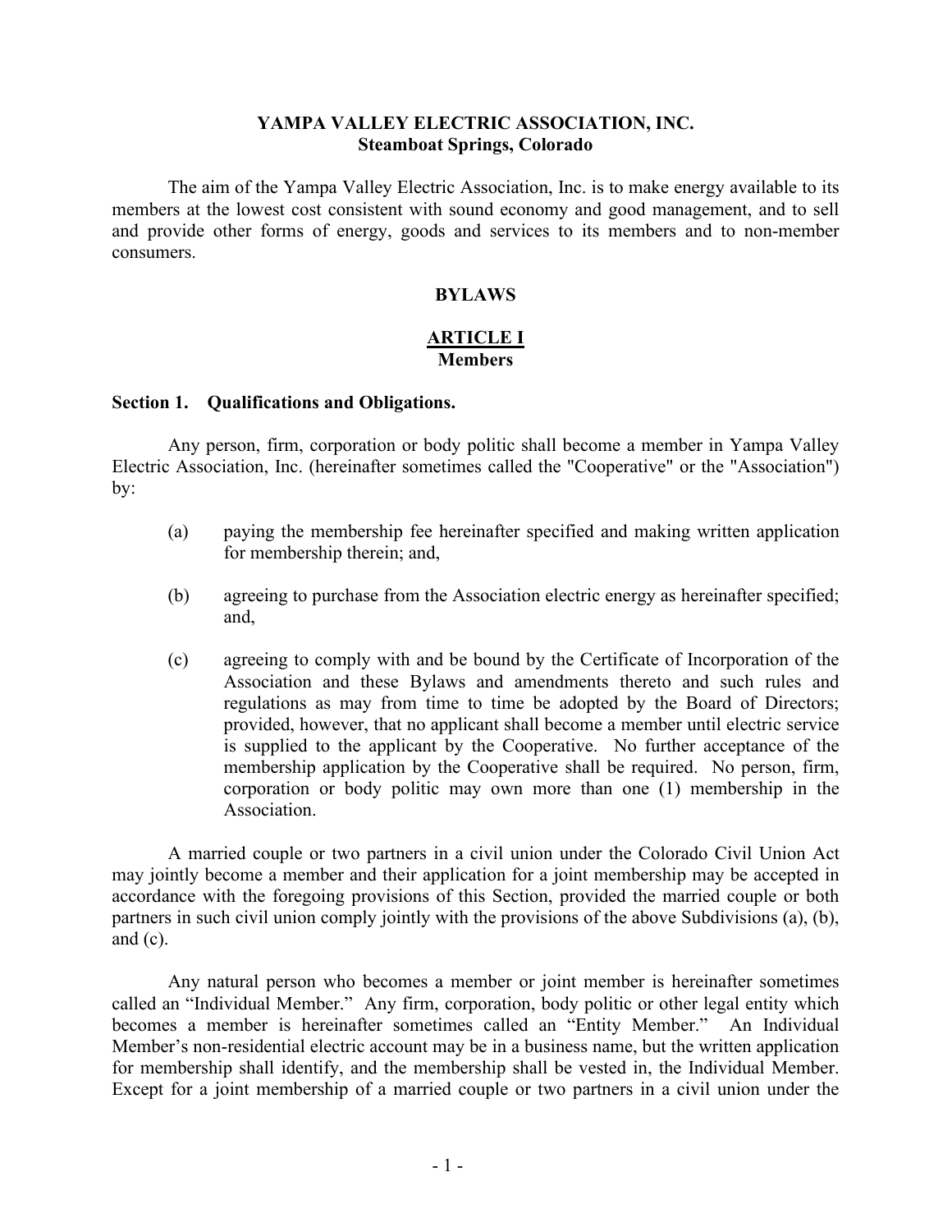**YAMPA VALLEY ELECTRIC ASSOCIATION, INC.**
**Steamboat Springs, Colorado**

The aim of the Yampa Valley Electric Association, Inc. is to make energy available to its members at the lowest cost consistent with sound economy and good management, and to sell and provide other forms of energy, goods and services to its members and to non-member consumers.

# BYLAWS

## ARTICLE I
## Members

### Section 1. Qualifications and Obligations.

Any person, firm, corporation or body politic shall become a member in Yampa Valley Electric Association, Inc. (hereinafter sometimes called the "Cooperative" or the "Association") by:

(a) paying the membership fee hereinafter specified and making written application for membership therein; and,

(b) agreeing to purchase from the Association electric energy as hereinafter specified; and,

(c) agreeing to comply with and be bound by the Certificate of Incorporation of the Association and these Bylaws and amendments thereto and such rules and regulations as may from time to time be adopted by the Board of Directors; provided, however, that no applicant shall become a member until electric service is supplied to the applicant by the Cooperative. No further acceptance of the membership application by the Cooperative shall be required. No person, firm, corporation or body politic may own more than one (1) membership in the Association.

A married couple or two partners in a civil union under the Colorado Civil Union Act may jointly become a member and their application for a joint membership may be accepted in accordance with the foregoing provisions of this Section, provided the married couple or both partners in such civil union comply jointly with the provisions of the above Subdivisions (a), (b), and (c).

Any natural person who becomes a member or joint member is hereinafter sometimes called an "Individual Member." Any firm, corporation, body politic or other legal entity which becomes a member is hereinafter sometimes called an "Entity Member." An Individual Member's non-residential electric account may be in a business name, but the written application for membership shall identify, and the membership shall be vested in, the Individual Member. Except for a joint membership of a married couple or two partners in a civil union under the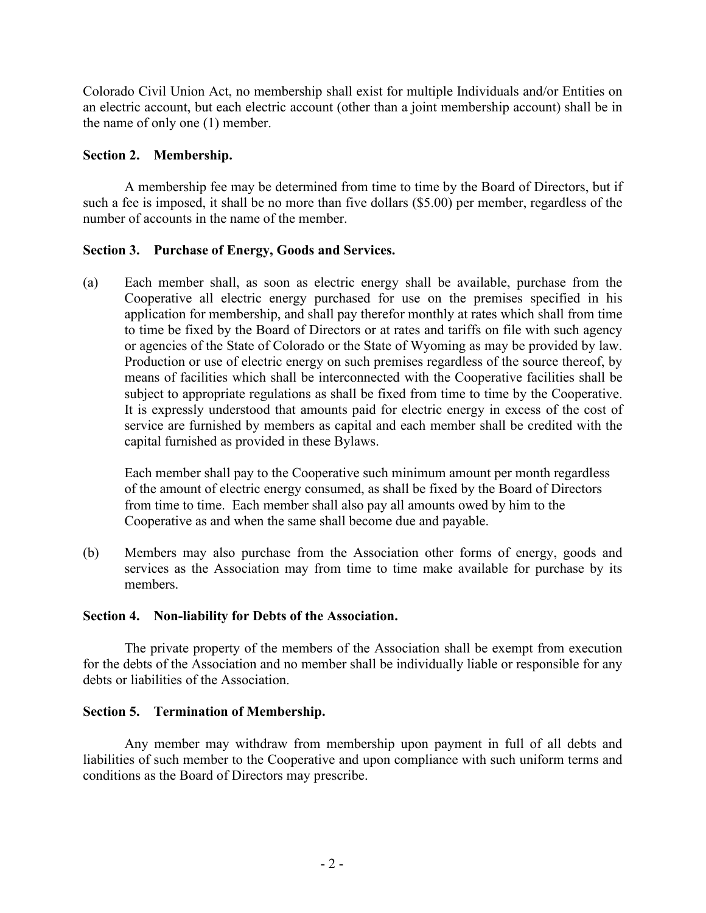Colorado Civil Union Act, no membership shall exist for multiple Individuals and/or Entities on an electric account, but each electric account (other than a joint membership account) shall be in the name of only one (1) member.

**Section 2. Membership.**

A membership fee may be determined from time to time by the Board of Directors, but if such a fee is imposed, it shall be no more than five dollars ($5.00) per member, regardless of the number of accounts in the name of the member.

**Section 3. Purchase of Energy, Goods and Services.**

(a) Each member shall, as soon as electric energy shall be available, purchase from the Cooperative all electric energy purchased for use on the premises specified in his application for membership, and shall pay therefor monthly at rates which shall from time to time be fixed by the Board of Directors or at rates and tariffs on file with such agency or agencies of the State of Colorado or the State of Wyoming as may be provided by law. Production or use of electric energy on such premises regardless of the source thereof, by means of facilities which shall be interconnected with the Cooperative facilities shall be subject to appropriate regulations as shall be fixed from time to time by the Cooperative. It is expressly understood that amounts paid for electric energy in excess of the cost of service are furnished by members as capital and each member shall be credited with the capital furnished as provided in these Bylaws.

Each member shall pay to the Cooperative such minimum amount per month regardless of the amount of electric energy consumed, as shall be fixed by the Board of Directors from time to time. Each member shall also pay all amounts owed by him to the Cooperative as and when the same shall become due and payable.

(b) Members may also purchase from the Association other forms of energy, goods and services as the Association may from time to time make available for purchase by its members.

**Section 4. Non-liability for Debts of the Association.**

The private property of the members of the Association shall be exempt from execution for the debts of the Association and no member shall be individually liable or responsible for any debts or liabilities of the Association.

**Section 5. Termination of Membership.**

Any member may withdraw from membership upon payment in full of all debts and liabilities of such member to the Cooperative and upon compliance with such uniform terms and conditions as the Board of Directors may prescribe.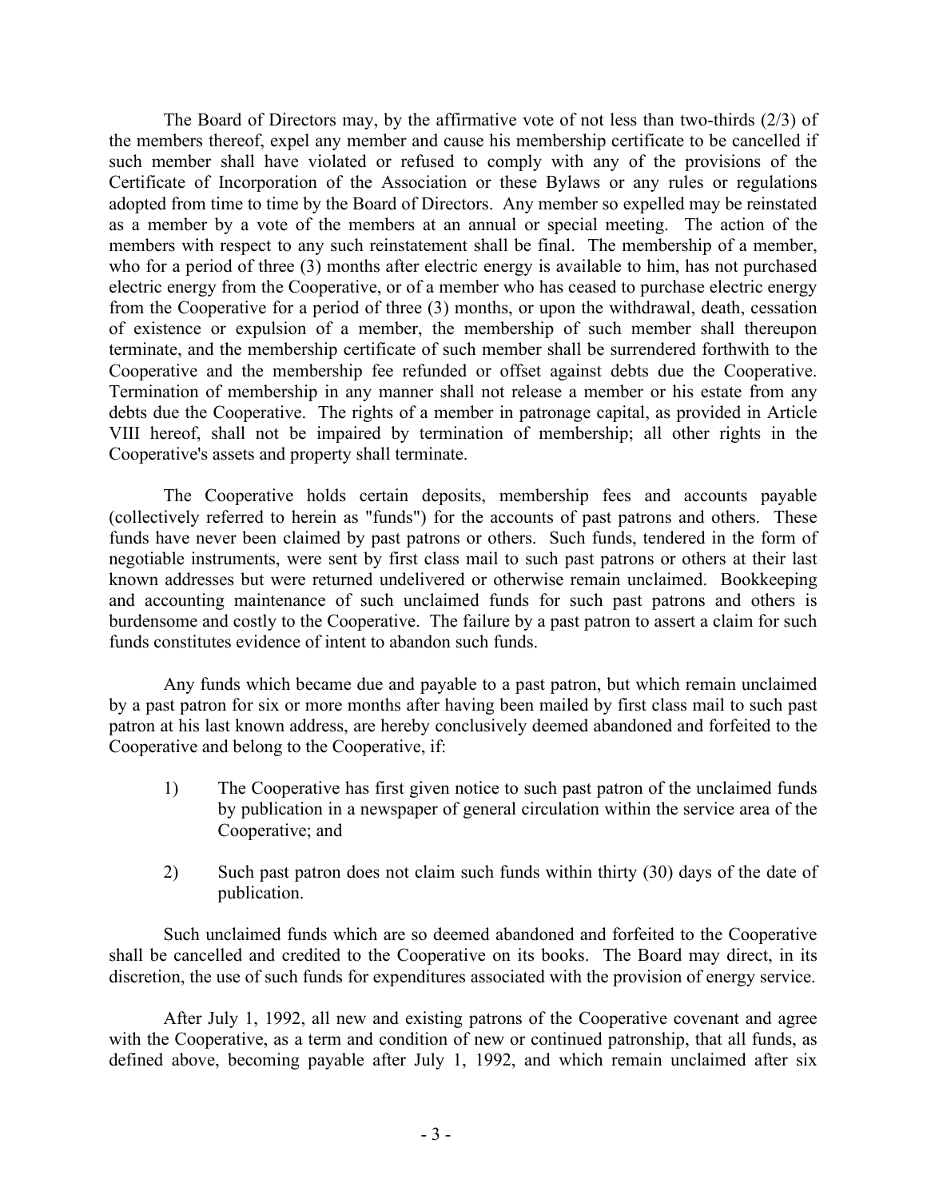The Board of Directors may, by the affirmative vote of not less than two-thirds (2/3) of the members thereof, expel any member and cause his membership certificate to be cancelled if such member shall have violated or refused to comply with any of the provisions of the Certificate of Incorporation of the Association or these Bylaws or any rules or regulations adopted from time to time by the Board of Directors. Any member so expelled may be reinstated as a member by a vote of the members at an annual or special meeting. The action of the members with respect to any such reinstatement shall be final. The membership of a member, who for a period of three (3) months after electric energy is available to him, has not purchased electric energy from the Cooperative, or of a member who has ceased to purchase electric energy from the Cooperative for a period of three (3) months, or upon the withdrawal, death, cessation of existence or expulsion of a member, the membership of such member shall thereupon terminate, and the membership certificate of such member shall be surrendered forthwith to the Cooperative and the membership fee refunded or offset against debts due the Cooperative. Termination of membership in any manner shall not release a member or his estate from any debts due the Cooperative. The rights of a member in patronage capital, as provided in Article VIII hereof, shall not be impaired by termination of membership; all other rights in the Cooperative's assets and property shall terminate.

The Cooperative holds certain deposits, membership fees and accounts payable (collectively referred to herein as "funds") for the accounts of past patrons and others. These funds have never been claimed by past patrons or others. Such funds, tendered in the form of negotiable instruments, were sent by first class mail to such past patrons or others at their last known addresses but were returned undelivered or otherwise remain unclaimed. Bookkeeping and accounting maintenance of such unclaimed funds for such past patrons and others is burdensome and costly to the Cooperative. The failure by a past patron to assert a claim for such funds constitutes evidence of intent to abandon such funds.

Any funds which became due and payable to a past patron, but which remain unclaimed by a past patron for six or more months after having been mailed by first class mail to such past patron at his last known address, are hereby conclusively deemed abandoned and forfeited to the Cooperative and belong to the Cooperative, if:

1) The Cooperative has first given notice to such past patron of the unclaimed funds by publication in a newspaper of general circulation within the service area of the Cooperative; and

2) Such past patron does not claim such funds within thirty (30) days of the date of publication.

Such unclaimed funds which are so deemed abandoned and forfeited to the Cooperative shall be cancelled and credited to the Cooperative on its books. The Board may direct, in its discretion, the use of such funds for expenditures associated with the provision of energy service.

After July 1, 1992, all new and existing patrons of the Cooperative covenant and agree with the Cooperative, as a term and condition of new or continued patronship, that all funds, as defined above, becoming payable after July 1, 1992, and which remain unclaimed after six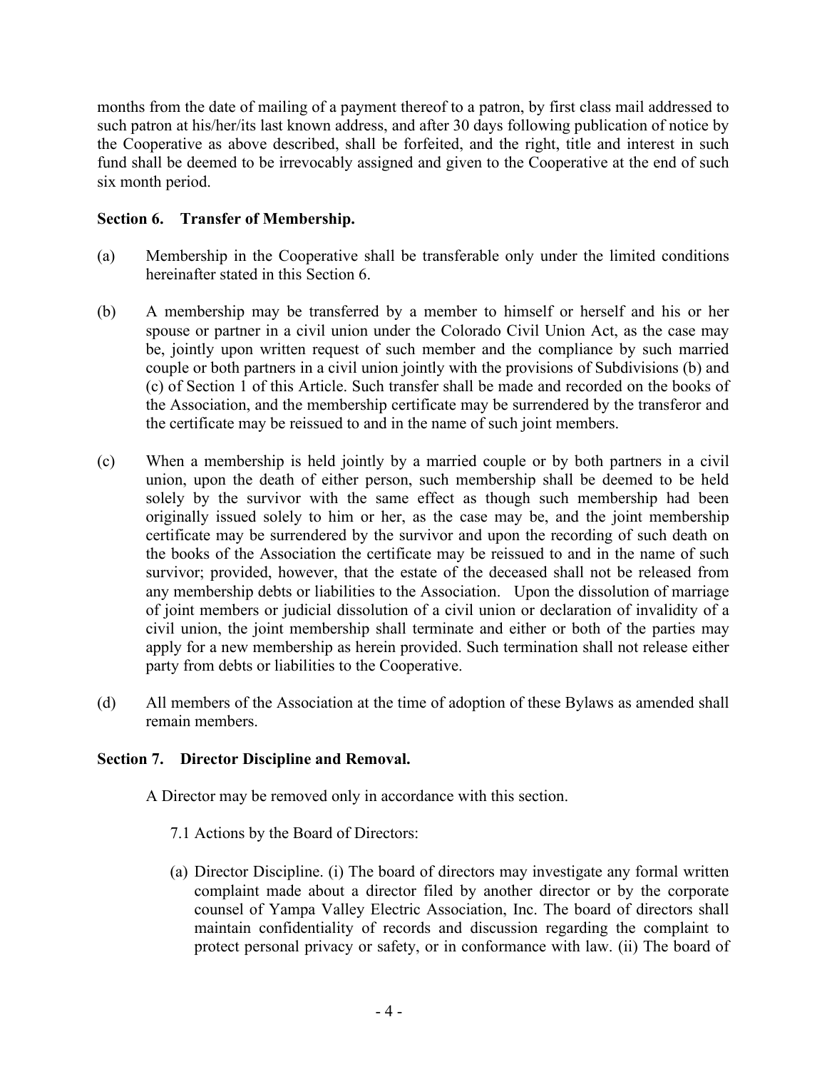months from the date of mailing of a payment thereof to a patron, by first class mail addressed to such patron at his/her/its last known address, and after 30 days following publication of notice by the Cooperative as above described, shall be forfeited, and the right, title and interest in such fund shall be deemed to be irrevocably assigned and given to the Cooperative at the end of such six month period.

**Section 6. Transfer of Membership.**

(a) Membership in the Cooperative shall be transferable only under the limited conditions hereinafter stated in this Section 6.

(b) A membership may be transferred by a member to himself or herself and his or her spouse or partner in a civil union under the Colorado Civil Union Act, as the case may be, jointly upon written request of such member and the compliance by such married couple or both partners in a civil union jointly with the provisions of Subdivisions (b) and (c) of Section 1 of this Article. Such transfer shall be made and recorded on the books of the Association, and the membership certificate may be surrendered by the transferor and the certificate may be reissued to and in the name of such joint members.

(c) When a membership is held jointly by a married couple or by both partners in a civil union, upon the death of either person, such membership shall be deemed to be held solely by the survivor with the same effect as though such membership had been originally issued solely to him or her, as the case may be, and the joint membership certificate may be surrendered by the survivor and upon the recording of such death on the books of the Association the certificate may be reissued to and in the name of such survivor; provided, however, that the estate of the deceased shall not be released from any membership debts or liabilities to the Association. Upon the dissolution of marriage of joint members or judicial dissolution of a civil union or declaration of invalidity of a civil union, the joint membership shall terminate and either or both of the parties may apply for a new membership as herein provided. Such termination shall not release either party from debts or liabilities to the Cooperative.

(d) All members of the Association at the time of adoption of these Bylaws as amended shall remain members.

**Section 7. Director Discipline and Removal.**

A Director may be removed only in accordance with this section.

7.1 Actions by the Board of Directors:

(a) Director Discipline. (i) The board of directors may investigate any formal written complaint made about a director filed by another director or by the corporate counsel of Yampa Valley Electric Association, Inc. The board of directors shall maintain confidentiality of records and discussion regarding the complaint to protect personal privacy or safety, or in conformance with law. (ii) The board of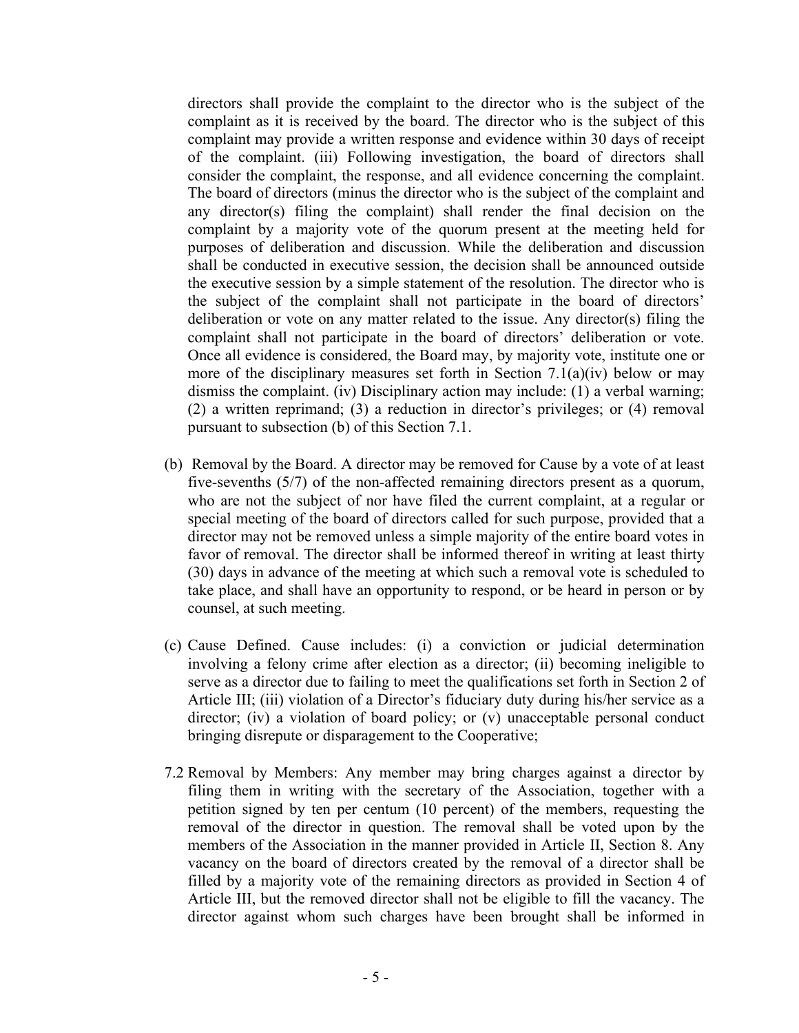directors shall provide the complaint to the director who is the subject of the complaint as it is received by the board. The director who is the subject of this complaint may provide a written response and evidence within 30 days of receipt of the complaint. (iii) Following investigation, the board of directors shall consider the complaint, the response, and all evidence concerning the complaint. The board of directors (minus the director who is the subject of the complaint and any director(s) filing the complaint) shall render the final decision on the complaint by a majority vote of the quorum present at the meeting held for purposes of deliberation and discussion. While the deliberation and discussion shall be conducted in executive session, the decision shall be announced outside the executive session by a simple statement of the resolution. The director who is the subject of the complaint shall not participate in the board of directors' deliberation or vote on any matter related to the issue. Any director(s) filing the complaint shall not participate in the board of directors' deliberation or vote. Once all evidence is considered, the Board may, by majority vote, institute one or more of the disciplinary measures set forth in Section 7.1(a)(iv) below or may dismiss the complaint. (iv) Disciplinary action may include: (1) a verbal warning; (2) a written reprimand; (3) a reduction in director's privileges; or (4) removal pursuant to subsection (b) of this Section 7.1.

(b) Removal by the Board. A director may be removed for Cause by a vote of at least five-sevenths (5/7) of the non-affected remaining directors present as a quorum, who are not the subject of nor have filed the current complaint, at a regular or special meeting of the board of directors called for such purpose, provided that a director may not be removed unless a simple majority of the entire board votes in favor of removal. The director shall be informed thereof in writing at least thirty (30) days in advance of the meeting at which such a removal vote is scheduled to take place, and shall have an opportunity to respond, or be heard in person or by counsel, at such meeting.

(c) Cause Defined. Cause includes: (i) a conviction or judicial determination involving a felony crime after election as a director; (ii) becoming ineligible to serve as a director due to failing to meet the qualifications set forth in Section 2 of Article III; (iii) violation of a Director's fiduciary duty during his/her service as a director; (iv) a violation of board policy; or (v) unacceptable personal conduct bringing disrepute or disparagement to the Cooperative;

7.2 Removal by Members: Any member may bring charges against a director by filing them in writing with the secretary of the Association, together with a petition signed by ten per centum (10 percent) of the members, requesting the removal of the director in question. The removal shall be voted upon by the members of the Association in the manner provided in Article II, Section 8. Any vacancy on the board of directors created by the removal of a director shall be filled by a majority vote of the remaining directors as provided in Section 4 of Article III, but the removed director shall not be eligible to fill the vacancy. The director against whom such charges have been brought shall be informed in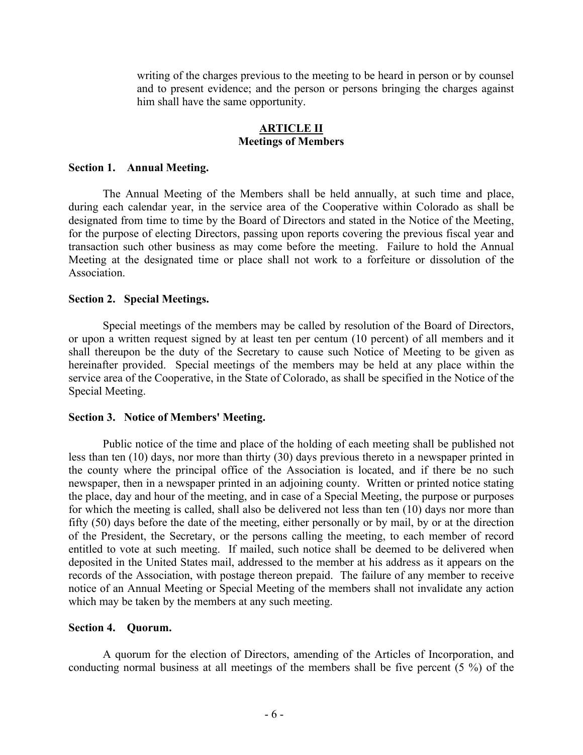writing of the charges previous to the meeting to be heard in person or by counsel and to present evidence; and the person or persons bringing the charges against him shall have the same opportunity.

## ARTICLE II
## Meetings of Members

**Section 1. Annual Meeting.**

The Annual Meeting of the Members shall be held annually, at such time and place, during each calendar year, in the service area of the Cooperative within Colorado as shall be designated from time to time by the Board of Directors and stated in the Notice of the Meeting, for the purpose of electing Directors, passing upon reports covering the previous fiscal year and transaction such other business as may come before the meeting. Failure to hold the Annual Meeting at the designated time or place shall not work to a forfeiture or dissolution of the Association.

**Section 2. Special Meetings.**

Special meetings of the members may be called by resolution of the Board of Directors, or upon a written request signed by at least ten per centum (10 percent) of all members and it shall thereupon be the duty of the Secretary to cause such Notice of Meeting to be given as hereinafter provided. Special meetings of the members may be held at any place within the service area of the Cooperative, in the State of Colorado, as shall be specified in the Notice of the Special Meeting.

**Section 3. Notice of Members' Meeting.**

Public notice of the time and place of the holding of each meeting shall be published not less than ten (10) days, nor more than thirty (30) days previous thereto in a newspaper printed in the county where the principal office of the Association is located, and if there be no such newspaper, then in a newspaper printed in an adjoining county. Written or printed notice stating the place, day and hour of the meeting, and in case of a Special Meeting, the purpose or purposes for which the meeting is called, shall also be delivered not less than ten (10) days nor more than fifty (50) days before the date of the meeting, either personally or by mail, by or at the direction of the President, the Secretary, or the persons calling the meeting, to each member of record entitled to vote at such meeting. If mailed, such notice shall be deemed to be delivered when deposited in the United States mail, addressed to the member at his address as it appears on the records of the Association, with postage thereon prepaid. The failure of any member to receive notice of an Annual Meeting or Special Meeting of the members shall not invalidate any action which may be taken by the members at any such meeting.

**Section 4. Quorum.**

A quorum for the election of Directors, amending of the Articles of Incorporation, and conducting normal business at all meetings of the members shall be five percent (5 %) of the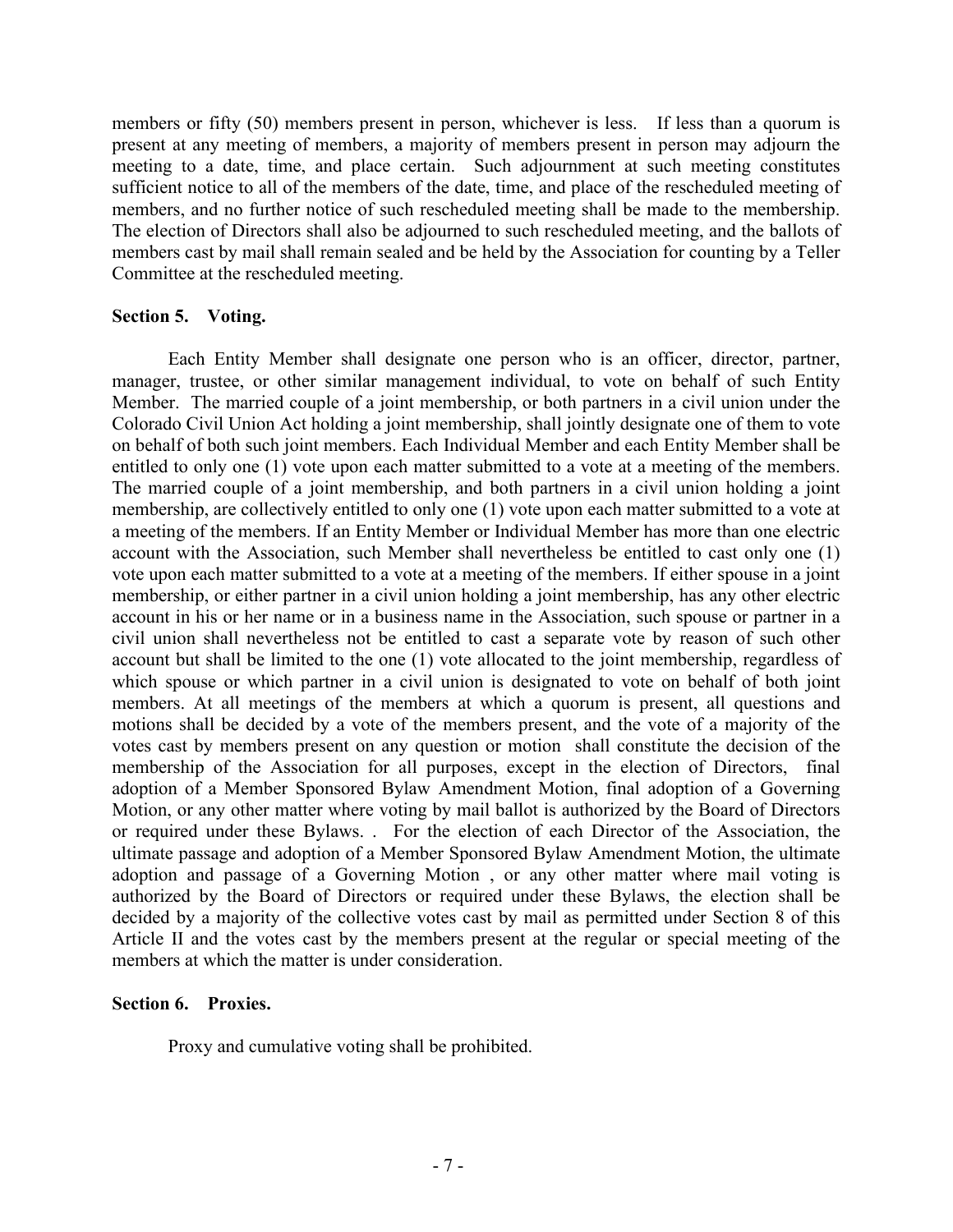members or fifty (50) members present in person, whichever is less. If less than a quorum is present at any meeting of members, a majority of members present in person may adjourn the meeting to a date, time, and place certain. Such adjournment at such meeting constitutes sufficient notice to all of the members of the date, time, and place of the rescheduled meeting of members, and no further notice of such rescheduled meeting shall be made to the membership. The election of Directors shall also be adjourned to such rescheduled meeting, and the ballots of members cast by mail shall remain sealed and be held by the Association for counting by a Teller Committee at the rescheduled meeting.

**Section 5. Voting.**

Each Entity Member shall designate one person who is an officer, director, partner, manager, trustee, or other similar management individual, to vote on behalf of such Entity Member. The married couple of a joint membership, or both partners in a civil union under the Colorado Civil Union Act holding a joint membership, shall jointly designate one of them to vote on behalf of both such joint members. Each Individual Member and each Entity Member shall be entitled to only one (1) vote upon each matter submitted to a vote at a meeting of the members. The married couple of a joint membership, and both partners in a civil union holding a joint membership, are collectively entitled to only one (1) vote upon each matter submitted to a vote at a meeting of the members. If an Entity Member or Individual Member has more than one electric account with the Association, such Member shall nevertheless be entitled to cast only one (1) vote upon each matter submitted to a vote at a meeting of the members. If either spouse in a joint membership, or either partner in a civil union holding a joint membership, has any other electric account in his or her name or in a business name in the Association, such spouse or partner in a civil union shall nevertheless not be entitled to cast a separate vote by reason of such other account but shall be limited to the one (1) vote allocated to the joint membership, regardless of which spouse or which partner in a civil union is designated to vote on behalf of both joint members. At all meetings of the members at which a quorum is present, all questions and motions shall be decided by a vote of the members present, and the vote of a majority of the votes cast by members present on any question or motion shall constitute the decision of the membership of the Association for all purposes, except in the election of Directors, final adoption of a Member Sponsored Bylaw Amendment Motion, final adoption of a Governing Motion, or any other matter where voting by mail ballot is authorized by the Board of Directors or required under these Bylaws. . For the election of each Director of the Association, the ultimate passage and adoption of a Member Sponsored Bylaw Amendment Motion, the ultimate adoption and passage of a Governing Motion , or any other matter where mail voting is authorized by the Board of Directors or required under these Bylaws, the election shall be decided by a majority of the collective votes cast by mail as permitted under Section 8 of this Article II and the votes cast by the members present at the regular or special meeting of the members at which the matter is under consideration.

**Section 6. Proxies.**

Proxy and cumulative voting shall be prohibited.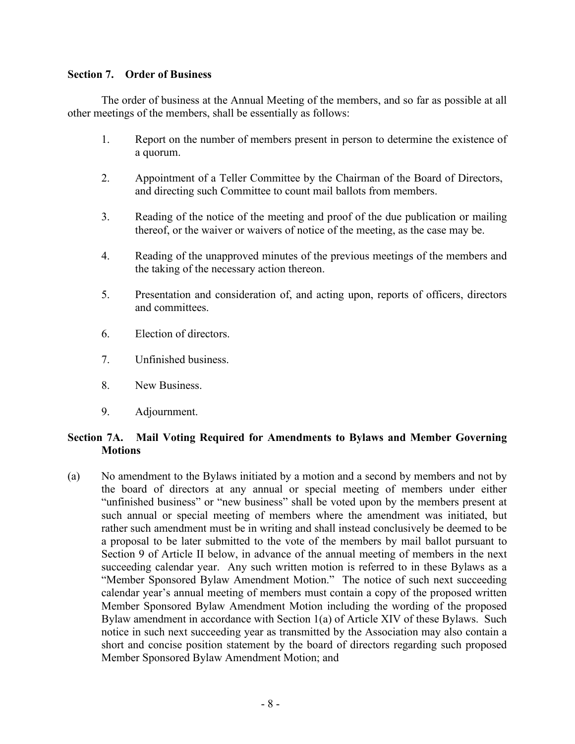### Section 7. Order of Business

The order of business at the Annual Meeting of the members, and so far as possible at all other meetings of the members, shall be essentially as follows:

1. Report on the number of members present in person to determine the existence of a quorum.

2. Appointment of a Teller Committee by the Chairman of the Board of Directors, and directing such Committee to count mail ballots from members.

3. Reading of the notice of the meeting and proof of the due publication or mailing thereof, or the waiver or waivers of notice of the meeting, as the case may be.

4. Reading of the unapproved minutes of the previous meetings of the members and the taking of the necessary action thereon.

5. Presentation and consideration of, and acting upon, reports of officers, directors and committees.

6. Election of directors.

7. Unfinished business.

8. New Business.

9. Adjournment.

### Section 7A. Mail Voting Required for Amendments to Bylaws and Member Governing Motions

(a) No amendment to the Bylaws initiated by a motion and a second by members and not by the board of directors at any annual or special meeting of members under either "unfinished business" or "new business" shall be voted upon by the members present at such annual or special meeting of members where the amendment was initiated, but rather such amendment must be in writing and shall instead conclusively be deemed to be a proposal to be later submitted to the vote of the members by mail ballot pursuant to Section 9 of Article II below, in advance of the annual meeting of members in the next succeeding calendar year. Any such written motion is referred to in these Bylaws as a "Member Sponsored Bylaw Amendment Motion." The notice of such next succeeding calendar year's annual meeting of members must contain a copy of the proposed written Member Sponsored Bylaw Amendment Motion including the wording of the proposed Bylaw amendment in accordance with Section 1(a) of Article XIV of these Bylaws. Such notice in such next succeeding year as transmitted by the Association may also contain a short and concise position statement by the board of directors regarding such proposed Member Sponsored Bylaw Amendment Motion; and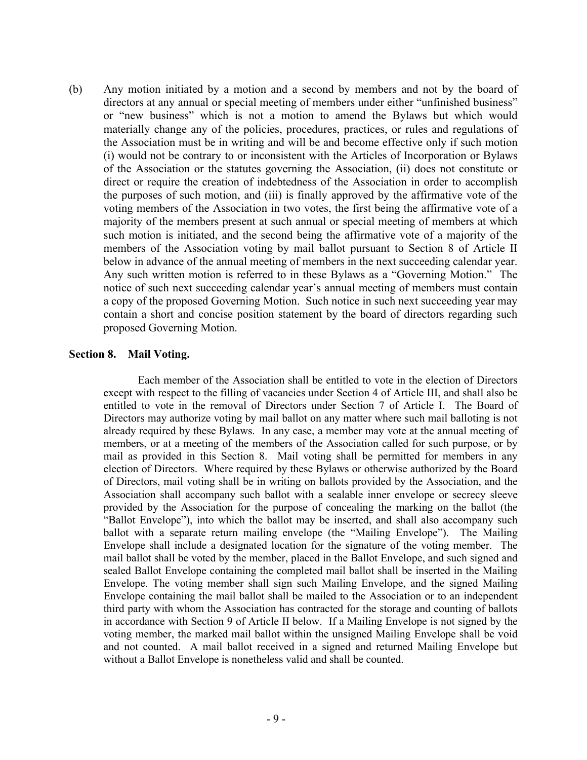(b) Any motion initiated by a motion and a second by members and not by the board of directors at any annual or special meeting of members under either "unfinished business" or "new business" which is not a motion to amend the Bylaws but which would materially change any of the policies, procedures, practices, or rules and regulations of the Association must be in writing and will be and become effective only if such motion (i) would not be contrary to or inconsistent with the Articles of Incorporation or Bylaws of the Association or the statutes governing the Association, (ii) does not constitute or direct or require the creation of indebtedness of the Association in order to accomplish the purposes of such motion, and (iii) is finally approved by the affirmative vote of the voting members of the Association in two votes, the first being the affirmative vote of a majority of the members present at such annual or special meeting of members at which such motion is initiated, and the second being the affirmative vote of a majority of the members of the Association voting by mail ballot pursuant to Section 8 of Article II below in advance of the annual meeting of members in the next succeeding calendar year. Any such written motion is referred to in these Bylaws as a "Governing Motion." The notice of such next succeeding calendar year's annual meeting of members must contain a copy of the proposed Governing Motion. Such notice in such next succeeding year may contain a short and concise position statement by the board of directors regarding such proposed Governing Motion.

**Section 8. Mail Voting.**

Each member of the Association shall be entitled to vote in the election of Directors except with respect to the filling of vacancies under Section 4 of Article III, and shall also be entitled to vote in the removal of Directors under Section 7 of Article I. The Board of Directors may authorize voting by mail ballot on any matter where such mail balloting is not already required by these Bylaws. In any case, a member may vote at the annual meeting of members, or at a meeting of the members of the Association called for such purpose, or by mail as provided in this Section 8. Mail voting shall be permitted for members in any election of Directors. Where required by these Bylaws or otherwise authorized by the Board of Directors, mail voting shall be in writing on ballots provided by the Association, and the Association shall accompany such ballot with a sealable inner envelope or secrecy sleeve provided by the Association for the purpose of concealing the marking on the ballot (the "Ballot Envelope"), into which the ballot may be inserted, and shall also accompany such ballot with a separate return mailing envelope (the "Mailing Envelope"). The Mailing Envelope shall include a designated location for the signature of the voting member. The mail ballot shall be voted by the member, placed in the Ballot Envelope, and such signed and sealed Ballot Envelope containing the completed mail ballot shall be inserted in the Mailing Envelope. The voting member shall sign such Mailing Envelope, and the signed Mailing Envelope containing the mail ballot shall be mailed to the Association or to an independent third party with whom the Association has contracted for the storage and counting of ballots in accordance with Section 9 of Article II below. If a Mailing Envelope is not signed by the voting member, the marked mail ballot within the unsigned Mailing Envelope shall be void and not counted. A mail ballot received in a signed and returned Mailing Envelope but without a Ballot Envelope is nonetheless valid and shall be counted.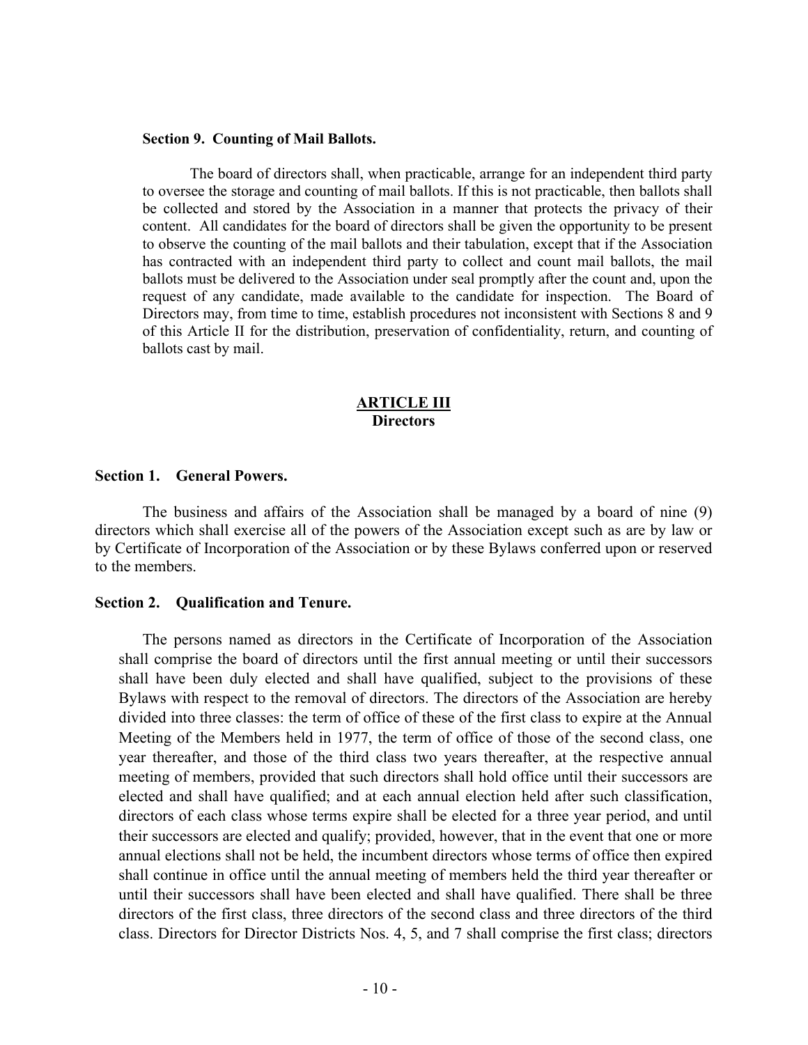**Section 9. Counting of Mail Ballots.**

The board of directors shall, when practicable, arrange for an independent third party to oversee the storage and counting of mail ballots. If this is not practicable, then ballots shall be collected and stored by the Association in a manner that protects the privacy of their content. All candidates for the board of directors shall be given the opportunity to be present to observe the counting of the mail ballots and their tabulation, except that if the Association has contracted with an independent third party to collect and count mail ballots, the mail ballots must be delivered to the Association under seal promptly after the count and, upon the request of any candidate, made available to the candidate for inspection. The Board of Directors may, from time to time, establish procedures not inconsistent with Sections 8 and 9 of this Article II for the distribution, preservation of confidentiality, return, and counting of ballots cast by mail.

## ARTICLE III
## Directors

**Section 1. General Powers.**

The business and affairs of the Association shall be managed by a board of nine (9) directors which shall exercise all of the powers of the Association except such as are by law or by Certificate of Incorporation of the Association or by these Bylaws conferred upon or reserved to the members.

**Section 2. Qualification and Tenure.**

The persons named as directors in the Certificate of Incorporation of the Association shall comprise the board of directors until the first annual meeting or until their successors shall have been duly elected and shall have qualified, subject to the provisions of these Bylaws with respect to the removal of directors. The directors of the Association are hereby divided into three classes: the term of office of these of the first class to expire at the Annual Meeting of the Members held in 1977, the term of office of those of the second class, one year thereafter, and those of the third class two years thereafter, at the respective annual meeting of members, provided that such directors shall hold office until their successors are elected and shall have qualified; and at each annual election held after such classification, directors of each class whose terms expire shall be elected for a three year period, and until their successors are elected and qualify; provided, however, that in the event that one or more annual elections shall not be held, the incumbent directors whose terms of office then expired shall continue in office until the annual meeting of members held the third year thereafter or until their successors shall have been elected and shall have qualified. There shall be three directors of the first class, three directors of the second class and three directors of the third class. Directors for Director Districts Nos. 4, 5, and 7 shall comprise the first class; directors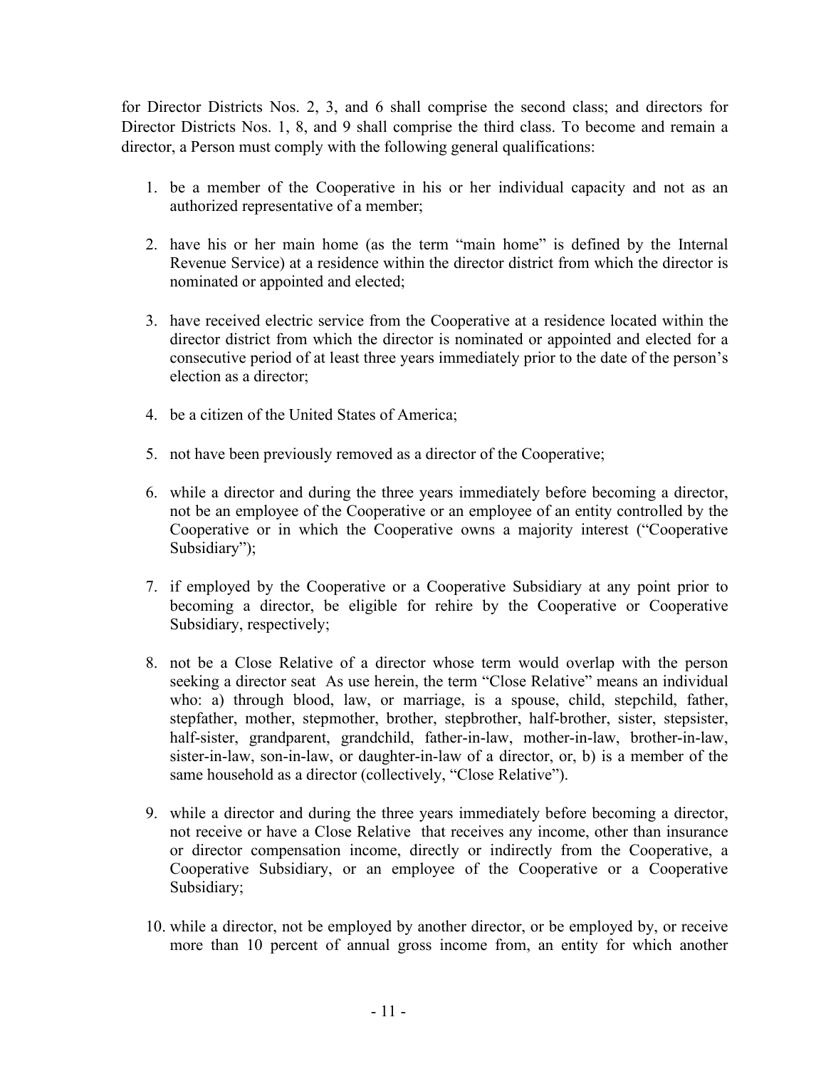for Director Districts Nos. 2, 3, and 6 shall comprise the second class; and directors for Director Districts Nos. 1, 8, and 9 shall comprise the third class. To become and remain a director, a Person must comply with the following general qualifications:

1. be a member of the Cooperative in his or her individual capacity and not as an authorized representative of a member;

2. have his or her main home (as the term "main home" is defined by the Internal Revenue Service) at a residence within the director district from which the director is nominated or appointed and elected;

3. have received electric service from the Cooperative at a residence located within the director district from which the director is nominated or appointed and elected for a consecutive period of at least three years immediately prior to the date of the person's election as a director;

4. be a citizen of the United States of America;

5. not have been previously removed as a director of the Cooperative;

6. while a director and during the three years immediately before becoming a director, not be an employee of the Cooperative or an employee of an entity controlled by the Cooperative or in which the Cooperative owns a majority interest ("Cooperative Subsidiary");

7. if employed by the Cooperative or a Cooperative Subsidiary at any point prior to becoming a director, be eligible for rehire by the Cooperative or Cooperative Subsidiary, respectively;

8. not be a Close Relative of a director whose term would overlap with the person seeking a director seat As use herein, the term "Close Relative" means an individual who: a) through blood, law, or marriage, is a spouse, child, stepchild, father, stepfather, mother, stepmother, brother, stepbrother, half-brother, sister, stepsister, half-sister, grandparent, grandchild, father-in-law, mother-in-law, brother-in-law, sister-in-law, son-in-law, or daughter-in-law of a director, or, b) is a member of the same household as a director (collectively, "Close Relative").

9. while a director and during the three years immediately before becoming a director, not receive or have a Close Relative that receives any income, other than insurance or director compensation income, directly or indirectly from the Cooperative, a Cooperative Subsidiary, or an employee of the Cooperative or a Cooperative Subsidiary;

10. while a director, not be employed by another director, or be employed by, or receive more than 10 percent of annual gross income from, an entity for which another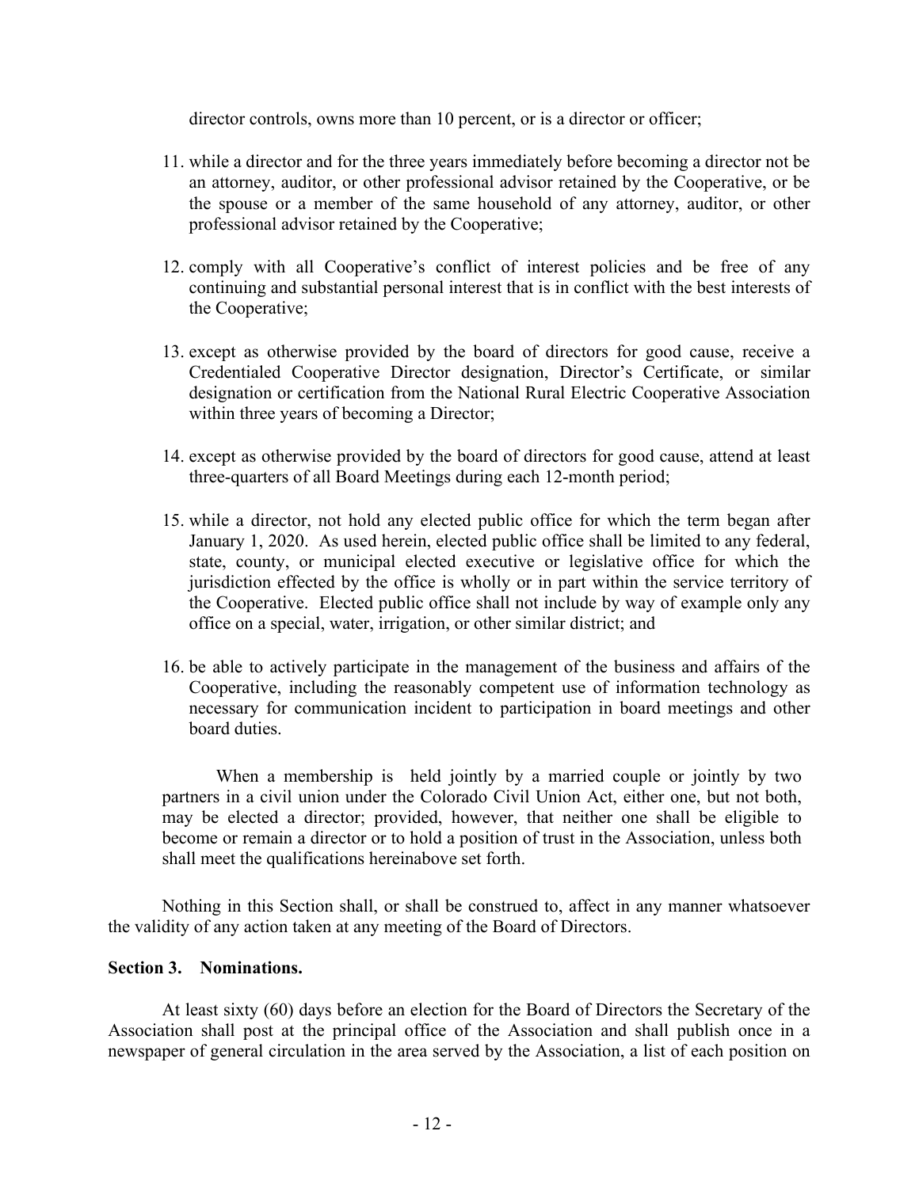director controls, owns more than 10 percent, or is a director or officer;

11. while a director and for the three years immediately before becoming a director not be an attorney, auditor, or other professional advisor retained by the Cooperative, or be the spouse or a member of the same household of any attorney, auditor, or other professional advisor retained by the Cooperative;

12. comply with all Cooperative's conflict of interest policies and be free of any continuing and substantial personal interest that is in conflict with the best interests of the Cooperative;

13. except as otherwise provided by the board of directors for good cause, receive a Credentialed Cooperative Director designation, Director's Certificate, or similar designation or certification from the National Rural Electric Cooperative Association within three years of becoming a Director;

14. except as otherwise provided by the board of directors for good cause, attend at least three-quarters of all Board Meetings during each 12-month period;

15. while a director, not hold any elected public office for which the term began after January 1, 2020. As used herein, elected public office shall be limited to any federal, state, county, or municipal elected executive or legislative office for which the jurisdiction effected by the office is wholly or in part within the service territory of the Cooperative. Elected public office shall not include by way of example only any office on a special, water, irrigation, or other similar district; and

16. be able to actively participate in the management of the business and affairs of the Cooperative, including the reasonably competent use of information technology as necessary for communication incident to participation in board meetings and other board duties.

When a membership is held jointly by a married couple or jointly by two partners in a civil union under the Colorado Civil Union Act, either one, but not both, may be elected a director; provided, however, that neither one shall be eligible to become or remain a director or to hold a position of trust in the Association, unless both shall meet the qualifications hereinabove set forth.

Nothing in this Section shall, or shall be construed to, affect in any manner whatsoever the validity of any action taken at any meeting of the Board of Directors.

**Section 3. Nominations.**

At least sixty (60) days before an election for the Board of Directors the Secretary of the Association shall post at the principal office of the Association and shall publish once in a newspaper of general circulation in the area served by the Association, a list of each position on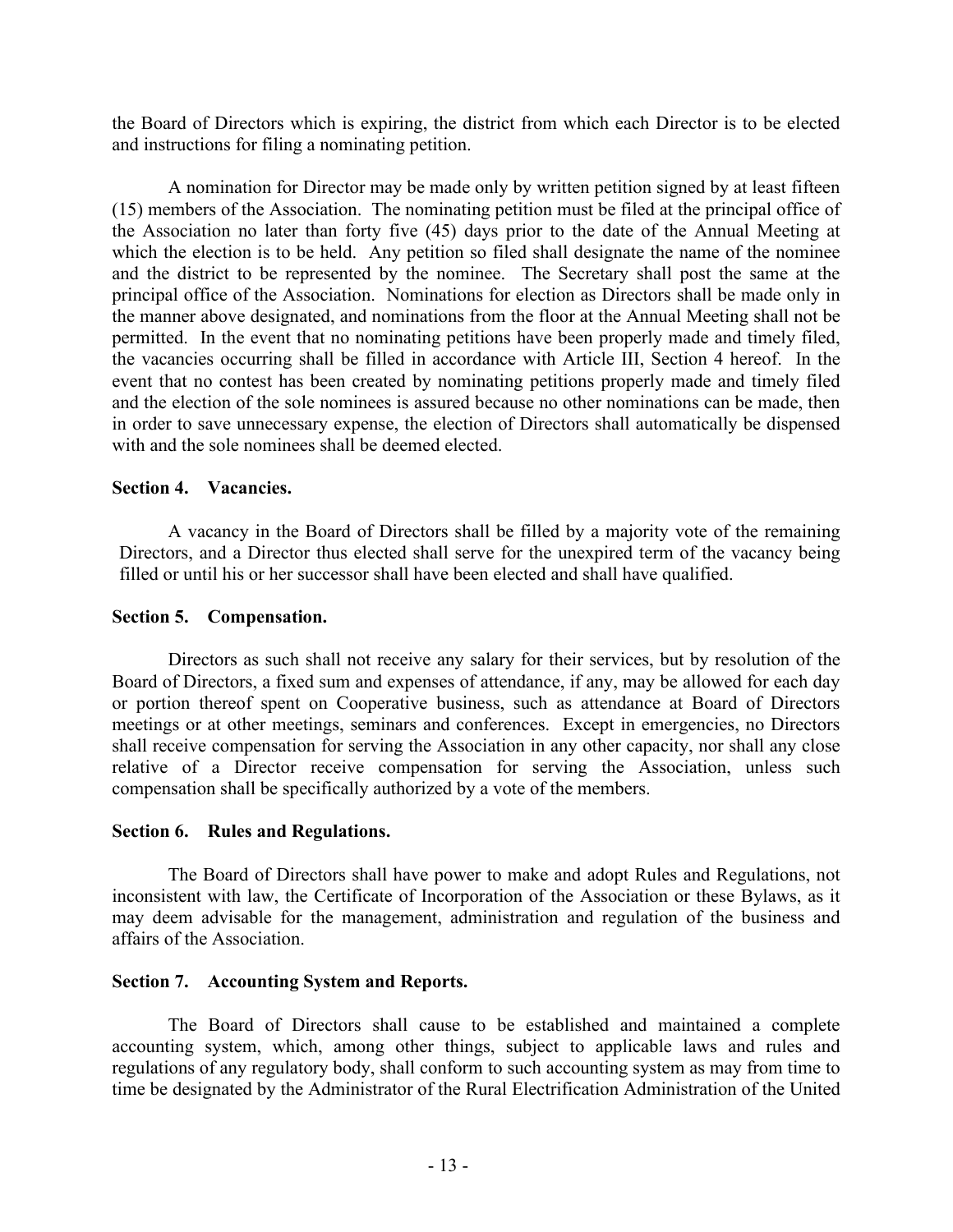the Board of Directors which is expiring, the district from which each Director is to be elected and instructions for filing a nominating petition.

A nomination for Director may be made only by written petition signed by at least fifteen (15) members of the Association. The nominating petition must be filed at the principal office of the Association no later than forty five (45) days prior to the date of the Annual Meeting at which the election is to be held. Any petition so filed shall designate the name of the nominee and the district to be represented by the nominee. The Secretary shall post the same at the principal office of the Association. Nominations for election as Directors shall be made only in the manner above designated, and nominations from the floor at the Annual Meeting shall not be permitted. In the event that no nominating petitions have been properly made and timely filed, the vacancies occurring shall be filled in accordance with Article III, Section 4 hereof. In the event that no contest has been created by nominating petitions properly made and timely filed and the election of the sole nominees is assured because no other nominations can be made, then in order to save unnecessary expense, the election of Directors shall automatically be dispensed with and the sole nominees shall be deemed elected.

**Section 4. Vacancies.**

A vacancy in the Board of Directors shall be filled by a majority vote of the remaining Directors, and a Director thus elected shall serve for the unexpired term of the vacancy being filled or until his or her successor shall have been elected and shall have qualified.

**Section 5. Compensation.**

Directors as such shall not receive any salary for their services, but by resolution of the Board of Directors, a fixed sum and expenses of attendance, if any, may be allowed for each day or portion thereof spent on Cooperative business, such as attendance at Board of Directors meetings or at other meetings, seminars and conferences. Except in emergencies, no Directors shall receive compensation for serving the Association in any other capacity, nor shall any close relative of a Director receive compensation for serving the Association, unless such compensation shall be specifically authorized by a vote of the members.

**Section 6. Rules and Regulations.**

The Board of Directors shall have power to make and adopt Rules and Regulations, not inconsistent with law, the Certificate of Incorporation of the Association or these Bylaws, as it may deem advisable for the management, administration and regulation of the business and affairs of the Association.

**Section 7. Accounting System and Reports.**

The Board of Directors shall cause to be established and maintained a complete accounting system, which, among other things, subject to applicable laws and rules and regulations of any regulatory body, shall conform to such accounting system as may from time to time be designated by the Administrator of the Rural Electrification Administration of the United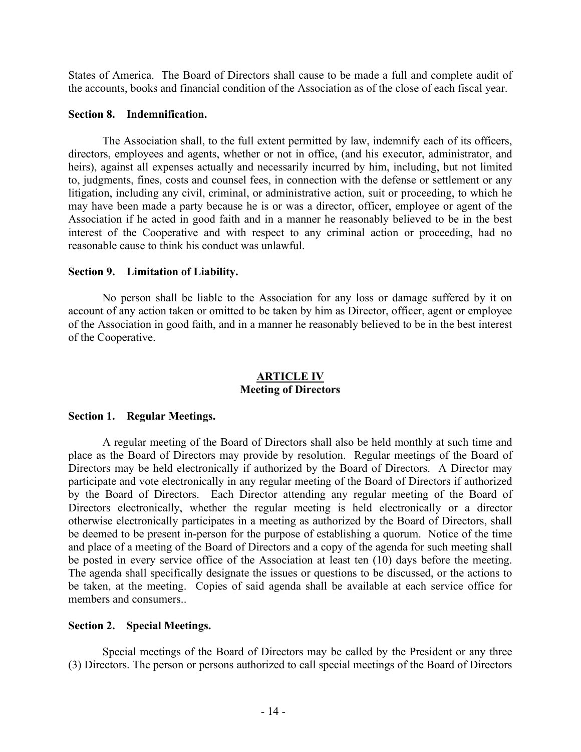States of America. The Board of Directors shall cause to be made a full and complete audit of the accounts, books and financial condition of the Association as of the close of each fiscal year.

**Section 8. Indemnification.**

The Association shall, to the full extent permitted by law, indemnify each of its officers, directors, employees and agents, whether or not in office, (and his executor, administrator, and heirs), against all expenses actually and necessarily incurred by him, including, but not limited to, judgments, fines, costs and counsel fees, in connection with the defense or settlement or any litigation, including any civil, criminal, or administrative action, suit or proceeding, to which he may have been made a party because he is or was a director, officer, employee or agent of the Association if he acted in good faith and in a manner he reasonably believed to be in the best interest of the Cooperative and with respect to any criminal action or proceeding, had no reasonable cause to think his conduct was unlawful.

**Section 9. Limitation of Liability.**

No person shall be liable to the Association for any loss or damage suffered by it on account of any action taken or omitted to be taken by him as Director, officer, agent or employee of the Association in good faith, and in a manner he reasonably believed to be in the best interest of the Cooperative.

## ARTICLE IV
## Meeting of Directors

**Section 1. Regular Meetings.**

A regular meeting of the Board of Directors shall also be held monthly at such time and place as the Board of Directors may provide by resolution. Regular meetings of the Board of Directors may be held electronically if authorized by the Board of Directors. A Director may participate and vote electronically in any regular meeting of the Board of Directors if authorized by the Board of Directors. Each Director attending any regular meeting of the Board of Directors electronically, whether the regular meeting is held electronically or a director otherwise electronically participates in a meeting as authorized by the Board of Directors, shall be deemed to be present in-person for the purpose of establishing a quorum. Notice of the time and place of a meeting of the Board of Directors and a copy of the agenda for such meeting shall be posted in every service office of the Association at least ten (10) days before the meeting. The agenda shall specifically designate the issues or questions to be discussed, or the actions to be taken, at the meeting. Copies of said agenda shall be available at each service office for members and consumers..

**Section 2. Special Meetings.**

Special meetings of the Board of Directors may be called by the President or any three (3) Directors. The person or persons authorized to call special meetings of the Board of Directors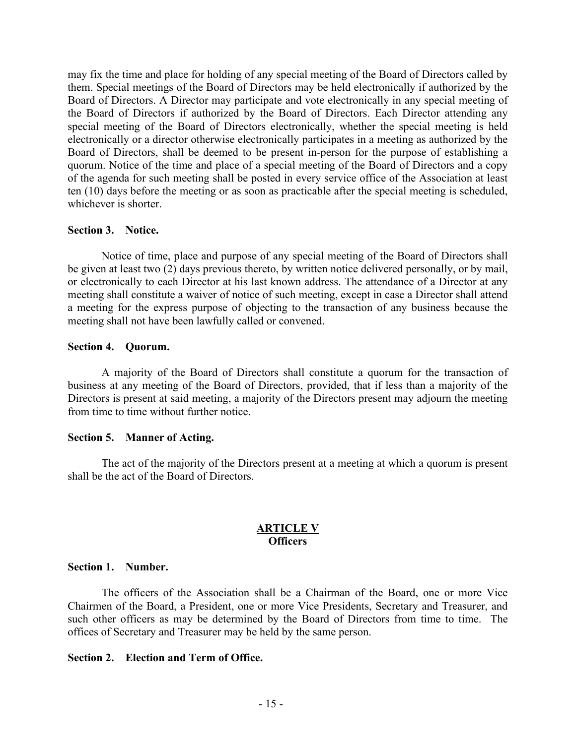may fix the time and place for holding of any special meeting of the Board of Directors called by them. Special meetings of the Board of Directors may be held electronically if authorized by the Board of Directors. A Director may participate and vote electronically in any special meeting of the Board of Directors if authorized by the Board of Directors. Each Director attending any special meeting of the Board of Directors electronically, whether the special meeting is held electronically or a director otherwise electronically participates in a meeting as authorized by the Board of Directors, shall be deemed to be present in-person for the purpose of establishing a quorum. Notice of the time and place of a special meeting of the Board of Directors and a copy of the agenda for such meeting shall be posted in every service office of the Association at least ten (10) days before the meeting or as soon as practicable after the special meeting is scheduled, whichever is shorter.

**Section 3. Notice.**

Notice of time, place and purpose of any special meeting of the Board of Directors shall be given at least two (2) days previous thereto, by written notice delivered personally, or by mail, or electronically to each Director at his last known address. The attendance of a Director at any meeting shall constitute a waiver of notice of such meeting, except in case a Director shall attend a meeting for the express purpose of objecting to the transaction of any business because the meeting shall not have been lawfully called or convened.

**Section 4. Quorum.**

A majority of the Board of Directors shall constitute a quorum for the transaction of business at any meeting of the Board of Directors, provided, that if less than a majority of the Directors is present at said meeting, a majority of the Directors present may adjourn the meeting from time to time without further notice.

**Section 5. Manner of Acting.**

The act of the majority of the Directors present at a meeting at which a quorum is present shall be the act of the Board of Directors.

## ARTICLE V
## Officers

**Section 1. Number.**

The officers of the Association shall be a Chairman of the Board, one or more Vice Chairmen of the Board, a President, one or more Vice Presidents, Secretary and Treasurer, and such other officers as may be determined by the Board of Directors from time to time. The offices of Secretary and Treasurer may be held by the same person.

**Section 2. Election and Term of Office.**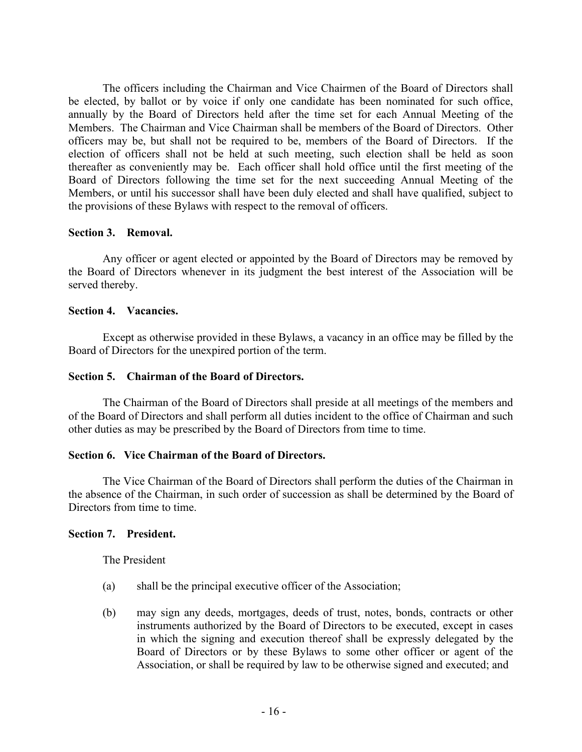The officers including the Chairman and Vice Chairmen of the Board of Directors shall be elected, by ballot or by voice if only one candidate has been nominated for such office, annually by the Board of Directors held after the time set for each Annual Meeting of the Members. The Chairman and Vice Chairman shall be members of the Board of Directors. Other officers may be, but shall not be required to be, members of the Board of Directors. If the election of officers shall not be held at such meeting, such election shall be held as soon thereafter as conveniently may be. Each officer shall hold office until the first meeting of the Board of Directors following the time set for the next succeeding Annual Meeting of the Members, or until his successor shall have been duly elected and shall have qualified, subject to the provisions of these Bylaws with respect to the removal of officers.

**Section 3. Removal.**

Any officer or agent elected or appointed by the Board of Directors may be removed by the Board of Directors whenever in its judgment the best interest of the Association will be served thereby.

**Section 4. Vacancies.**

Except as otherwise provided in these Bylaws, a vacancy in an office may be filled by the Board of Directors for the unexpired portion of the term.

**Section 5. Chairman of the Board of Directors.**

The Chairman of the Board of Directors shall preside at all meetings of the members and of the Board of Directors and shall perform all duties incident to the office of Chairman and such other duties as may be prescribed by the Board of Directors from time to time.

**Section 6. Vice Chairman of the Board of Directors.**

The Vice Chairman of the Board of Directors shall perform the duties of the Chairman in the absence of the Chairman, in such order of succession as shall be determined by the Board of Directors from time to time.

**Section 7. President.**

The President

(a) shall be the principal executive officer of the Association;

(b) may sign any deeds, mortgages, deeds of trust, notes, bonds, contracts or other instruments authorized by the Board of Directors to be executed, except in cases in which the signing and execution thereof shall be expressly delegated by the Board of Directors or by these Bylaws to some other officer or agent of the Association, or shall be required by law to be otherwise signed and executed; and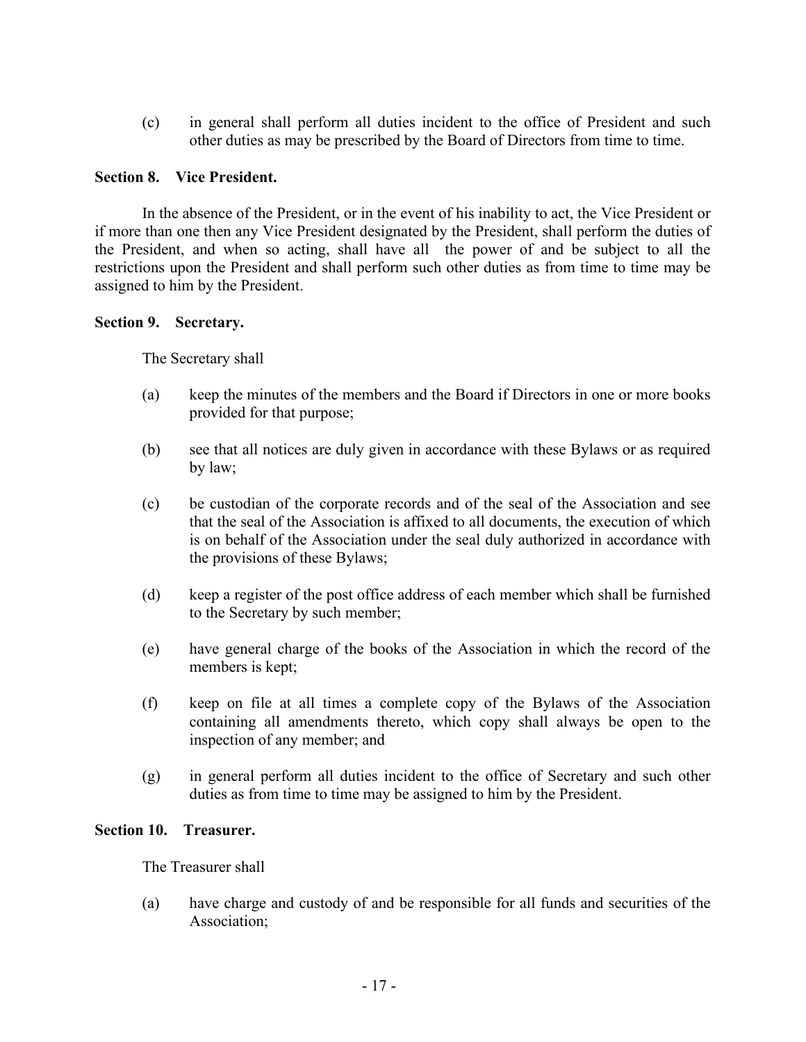(c) in general shall perform all duties incident to the office of President and such other duties as may be prescribed by the Board of Directors from time to time.

**Section 8. Vice President.**

In the absence of the President, or in the event of his inability to act, the Vice President or if more than one then any Vice President designated by the President, shall perform the duties of the President, and when so acting, shall have all the power of and be subject to all the restrictions upon the President and shall perform such other duties as from time to time may be assigned to him by the President.

**Section 9. Secretary.**

The Secretary shall

(a) keep the minutes of the members and the Board if Directors in one or more books provided for that purpose;

(b) see that all notices are duly given in accordance with these Bylaws or as required by law;

(c) be custodian of the corporate records and of the seal of the Association and see that the seal of the Association is affixed to all documents, the execution of which is on behalf of the Association under the seal duly authorized in accordance with the provisions of these Bylaws;

(d) keep a register of the post office address of each member which shall be furnished to the Secretary by such member;

(e) have general charge of the books of the Association in which the record of the members is kept;

(f) keep on file at all times a complete copy of the Bylaws of the Association containing all amendments thereto, which copy shall always be open to the inspection of any member; and

(g) in general perform all duties incident to the office of Secretary and such other duties as from time to time may be assigned to him by the President.

**Section 10. Treasurer.**

The Treasurer shall

(a) have charge and custody of and be responsible for all funds and securities of the Association;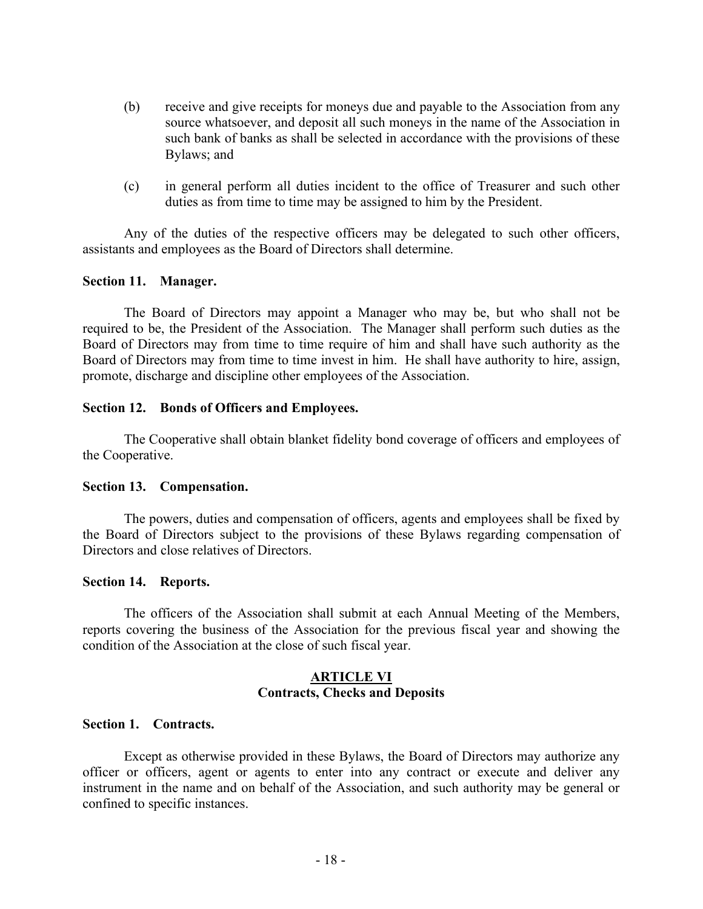(b) receive and give receipts for moneys due and payable to the Association from any source whatsoever, and deposit all such moneys in the name of the Association in such bank of banks as shall be selected in accordance with the provisions of these Bylaws; and

(c) in general perform all duties incident to the office of Treasurer and such other duties as from time to time may be assigned to him by the President.

Any of the duties of the respective officers may be delegated to such other officers, assistants and employees as the Board of Directors shall determine.

**Section 11. Manager.**

The Board of Directors may appoint a Manager who may be, but who shall not be required to be, the President of the Association. The Manager shall perform such duties as the Board of Directors may from time to time require of him and shall have such authority as the Board of Directors may from time to time invest in him. He shall have authority to hire, assign, promote, discharge and discipline other employees of the Association.

**Section 12. Bonds of Officers and Employees.**

The Cooperative shall obtain blanket fidelity bond coverage of officers and employees of the Cooperative.

**Section 13. Compensation.**

The powers, duties and compensation of officers, agents and employees shall be fixed by the Board of Directors subject to the provisions of these Bylaws regarding compensation of Directors and close relatives of Directors.

**Section 14. Reports.**

The officers of the Association shall submit at each Annual Meeting of the Members, reports covering the business of the Association for the previous fiscal year and showing the condition of the Association at the close of such fiscal year.

## ARTICLE VI
## Contracts, Checks and Deposits

**Section 1. Contracts.**

Except as otherwise provided in these Bylaws, the Board of Directors may authorize any officer or officers, agent or agents to enter into any contract or execute and deliver any instrument in the name and on behalf of the Association, and such authority may be general or confined to specific instances.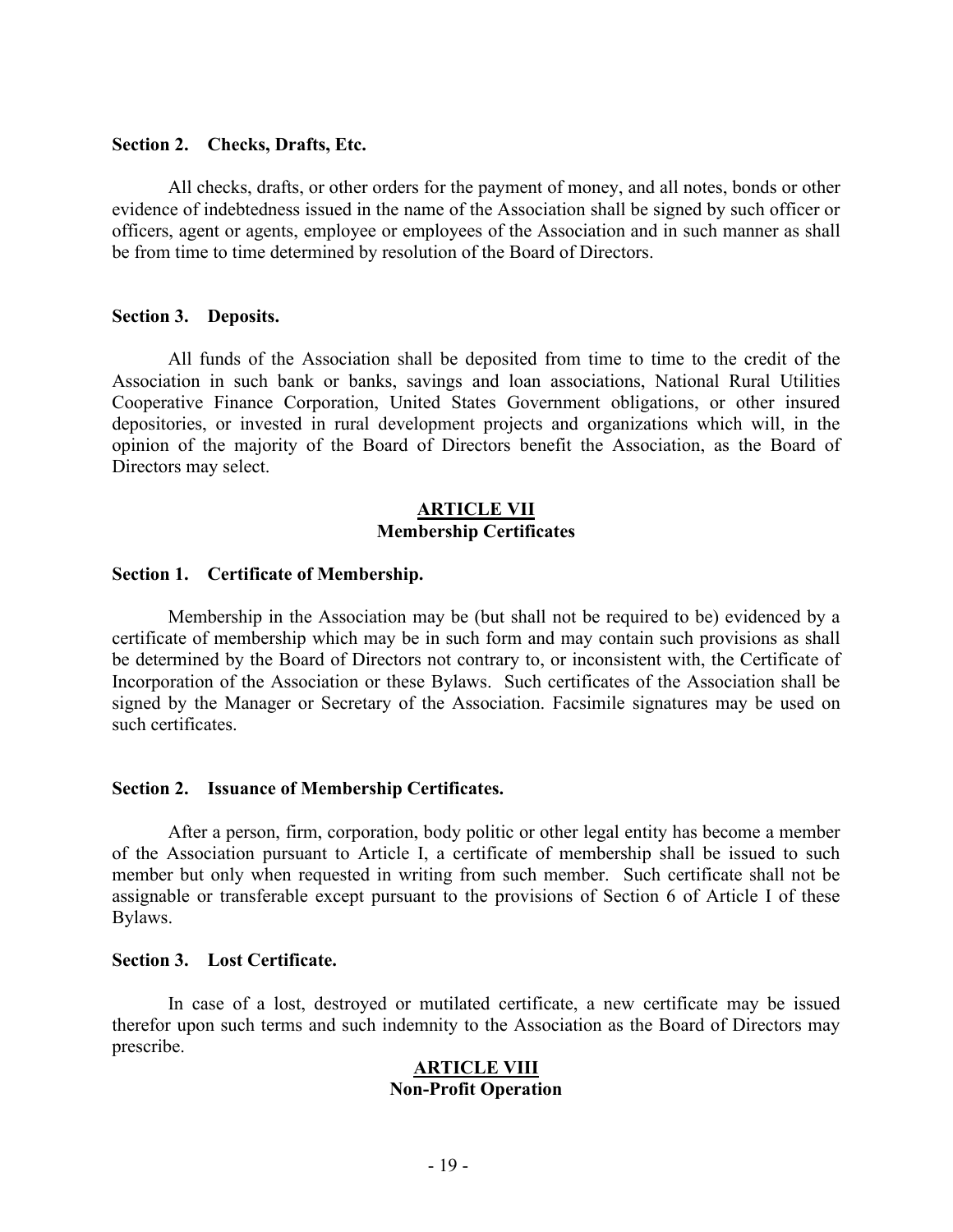**Section 2. Checks, Drafts, Etc.**

All checks, drafts, or other orders for the payment of money, and all notes, bonds or other evidence of indebtedness issued in the name of the Association shall be signed by such officer or officers, agent or agents, employee or employees of the Association and in such manner as shall be from time to time determined by resolution of the Board of Directors.

**Section 3. Deposits.**

All funds of the Association shall be deposited from time to time to the credit of the Association in such bank or banks, savings and loan associations, National Rural Utilities Cooperative Finance Corporation, United States Government obligations, or other insured depositories, or invested in rural development projects and organizations which will, in the opinion of the majority of the Board of Directors benefit the Association, as the Board of Directors may select.

## ARTICLE VII
## Membership Certificates

**Section 1. Certificate of Membership.**

Membership in the Association may be (but shall not be required to be) evidenced by a certificate of membership which may be in such form and may contain such provisions as shall be determined by the Board of Directors not contrary to, or inconsistent with, the Certificate of Incorporation of the Association or these Bylaws. Such certificates of the Association shall be signed by the Manager or Secretary of the Association. Facsimile signatures may be used on such certificates.

**Section 2. Issuance of Membership Certificates.**

After a person, firm, corporation, body politic or other legal entity has become a member of the Association pursuant to Article I, a certificate of membership shall be issued to such member but only when requested in writing from such member. Such certificate shall not be assignable or transferable except pursuant to the provisions of Section 6 of Article I of these Bylaws.

**Section 3. Lost Certificate.**

In case of a lost, destroyed or mutilated certificate, a new certificate may be issued therefor upon such terms and such indemnity to the Association as the Board of Directors may prescribe.

## ARTICLE VIII
## Non-Profit Operation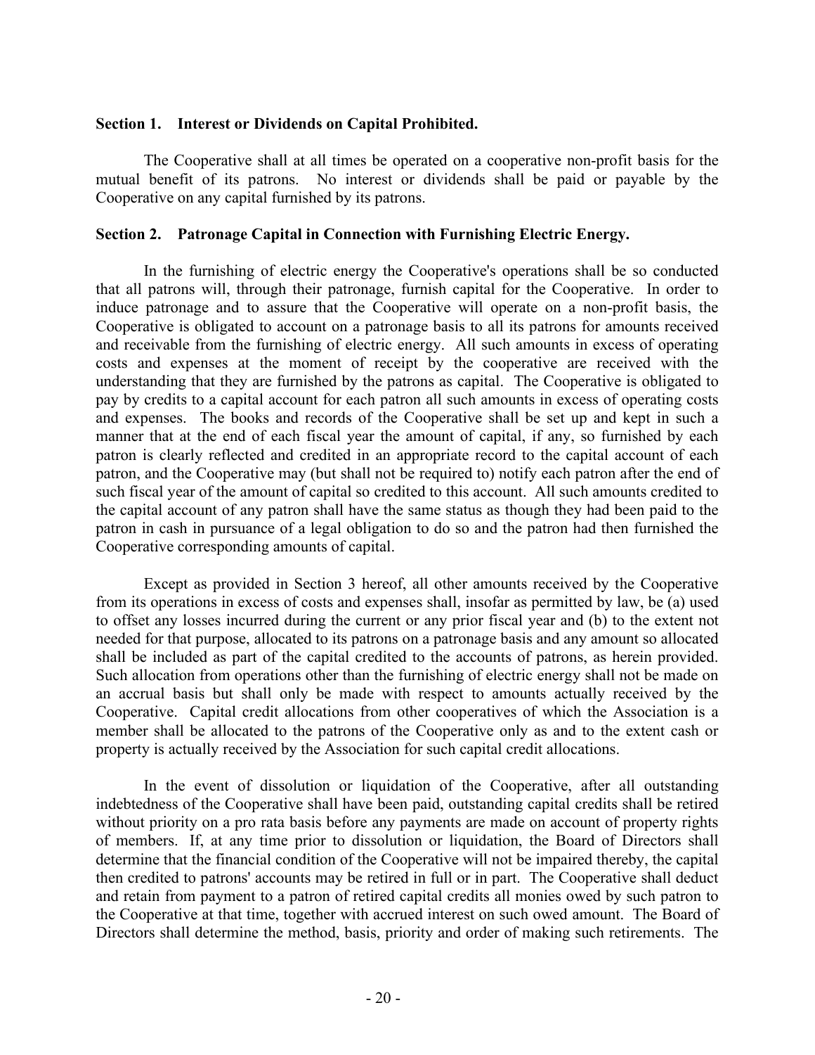### Section 1. Interest or Dividends on Capital Prohibited.

The Cooperative shall at all times be operated on a cooperative non-profit basis for the mutual benefit of its patrons. No interest or dividends shall be paid or payable by the Cooperative on any capital furnished by its patrons.

### Section 2. Patronage Capital in Connection with Furnishing Electric Energy.

In the furnishing of electric energy the Cooperative's operations shall be so conducted that all patrons will, through their patronage, furnish capital for the Cooperative. In order to induce patronage and to assure that the Cooperative will operate on a non-profit basis, the Cooperative is obligated to account on a patronage basis to all its patrons for amounts received and receivable from the furnishing of electric energy. All such amounts in excess of operating costs and expenses at the moment of receipt by the cooperative are received with the understanding that they are furnished by the patrons as capital. The Cooperative is obligated to pay by credits to a capital account for each patron all such amounts in excess of operating costs and expenses. The books and records of the Cooperative shall be set up and kept in such a manner that at the end of each fiscal year the amount of capital, if any, so furnished by each patron is clearly reflected and credited in an appropriate record to the capital account of each patron, and the Cooperative may (but shall not be required to) notify each patron after the end of such fiscal year of the amount of capital so credited to this account. All such amounts credited to the capital account of any patron shall have the same status as though they had been paid to the patron in cash in pursuance of a legal obligation to do so and the patron had then furnished the Cooperative corresponding amounts of capital.

Except as provided in Section 3 hereof, all other amounts received by the Cooperative from its operations in excess of costs and expenses shall, insofar as permitted by law, be (a) used to offset any losses incurred during the current or any prior fiscal year and (b) to the extent not needed for that purpose, allocated to its patrons on a patronage basis and any amount so allocated shall be included as part of the capital credited to the accounts of patrons, as herein provided. Such allocation from operations other than the furnishing of electric energy shall not be made on an accrual basis but shall only be made with respect to amounts actually received by the Cooperative. Capital credit allocations from other cooperatives of which the Association is a member shall be allocated to the patrons of the Cooperative only as and to the extent cash or property is actually received by the Association for such capital credit allocations.

In the event of dissolution or liquidation of the Cooperative, after all outstanding indebtedness of the Cooperative shall have been paid, outstanding capital credits shall be retired without priority on a pro rata basis before any payments are made on account of property rights of members. If, at any time prior to dissolution or liquidation, the Board of Directors shall determine that the financial condition of the Cooperative will not be impaired thereby, the capital then credited to patrons' accounts may be retired in full or in part. The Cooperative shall deduct and retain from payment to a patron of retired capital credits all monies owed by such patron to the Cooperative at that time, together with accrued interest on such owed amount. The Board of Directors shall determine the method, basis, priority and order of making such retirements. The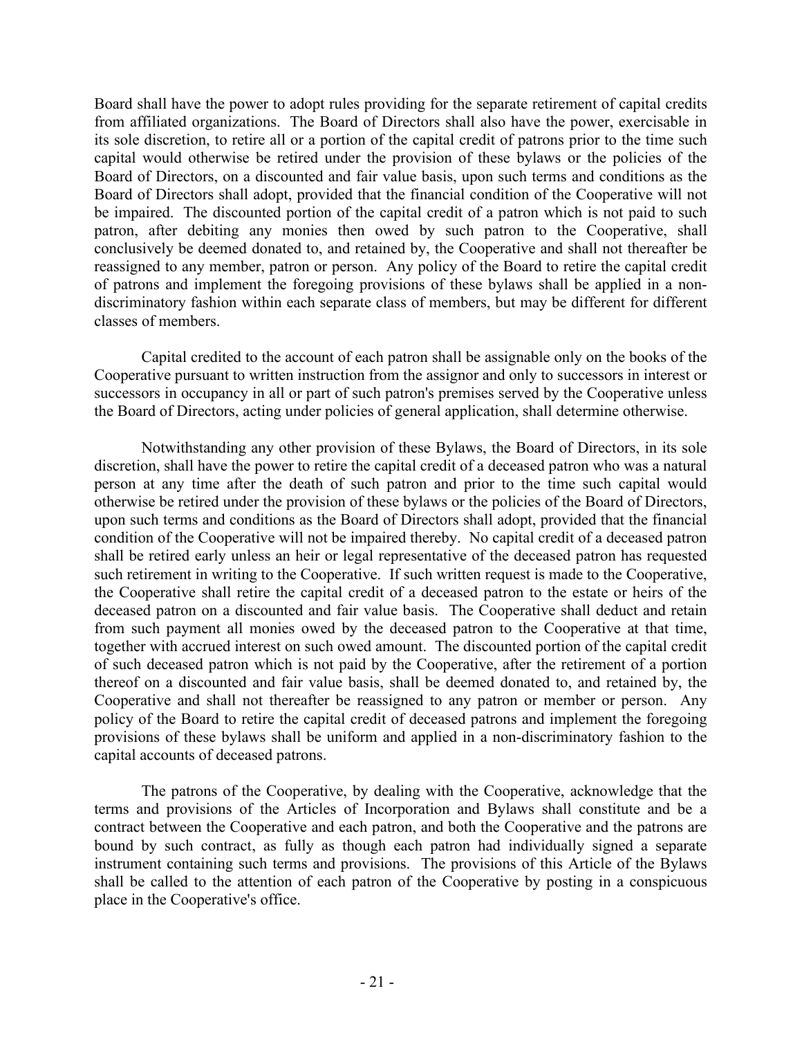Board shall have the power to adopt rules providing for the separate retirement of capital credits from affiliated organizations. The Board of Directors shall also have the power, exercisable in its sole discretion, to retire all or a portion of the capital credit of patrons prior to the time such capital would otherwise be retired under the provision of these bylaws or the policies of the Board of Directors, on a discounted and fair value basis, upon such terms and conditions as the Board of Directors shall adopt, provided that the financial condition of the Cooperative will not be impaired. The discounted portion of the capital credit of a patron which is not paid to such patron, after debiting any monies then owed by such patron to the Cooperative, shall conclusively be deemed donated to, and retained by, the Cooperative and shall not thereafter be reassigned to any member, patron or person. Any policy of the Board to retire the capital credit of patrons and implement the foregoing provisions of these bylaws shall be applied in a non-discriminatory fashion within each separate class of members, but may be different for different classes of members.

Capital credited to the account of each patron shall be assignable only on the books of the Cooperative pursuant to written instruction from the assignor and only to successors in interest or successors in occupancy in all or part of such patron's premises served by the Cooperative unless the Board of Directors, acting under policies of general application, shall determine otherwise.

Notwithstanding any other provision of these Bylaws, the Board of Directors, in its sole discretion, shall have the power to retire the capital credit of a deceased patron who was a natural person at any time after the death of such patron and prior to the time such capital would otherwise be retired under the provision of these bylaws or the policies of the Board of Directors, upon such terms and conditions as the Board of Directors shall adopt, provided that the financial condition of the Cooperative will not be impaired thereby. No capital credit of a deceased patron shall be retired early unless an heir or legal representative of the deceased patron has requested such retirement in writing to the Cooperative. If such written request is made to the Cooperative, the Cooperative shall retire the capital credit of a deceased patron to the estate or heirs of the deceased patron on a discounted and fair value basis. The Cooperative shall deduct and retain from such payment all monies owed by the deceased patron to the Cooperative at that time, together with accrued interest on such owed amount. The discounted portion of the capital credit of such deceased patron which is not paid by the Cooperative, after the retirement of a portion thereof on a discounted and fair value basis, shall be deemed donated to, and retained by, the Cooperative and shall not thereafter be reassigned to any patron or member or person. Any policy of the Board to retire the capital credit of deceased patrons and implement the foregoing provisions of these bylaws shall be uniform and applied in a non-discriminatory fashion to the capital accounts of deceased patrons.

The patrons of the Cooperative, by dealing with the Cooperative, acknowledge that the terms and provisions of the Articles of Incorporation and Bylaws shall constitute and be a contract between the Cooperative and each patron, and both the Cooperative and the patrons are bound by such contract, as fully as though each patron had individually signed a separate instrument containing such terms and provisions. The provisions of this Article of the Bylaws shall be called to the attention of each patron of the Cooperative by posting in a conspicuous place in the Cooperative's office.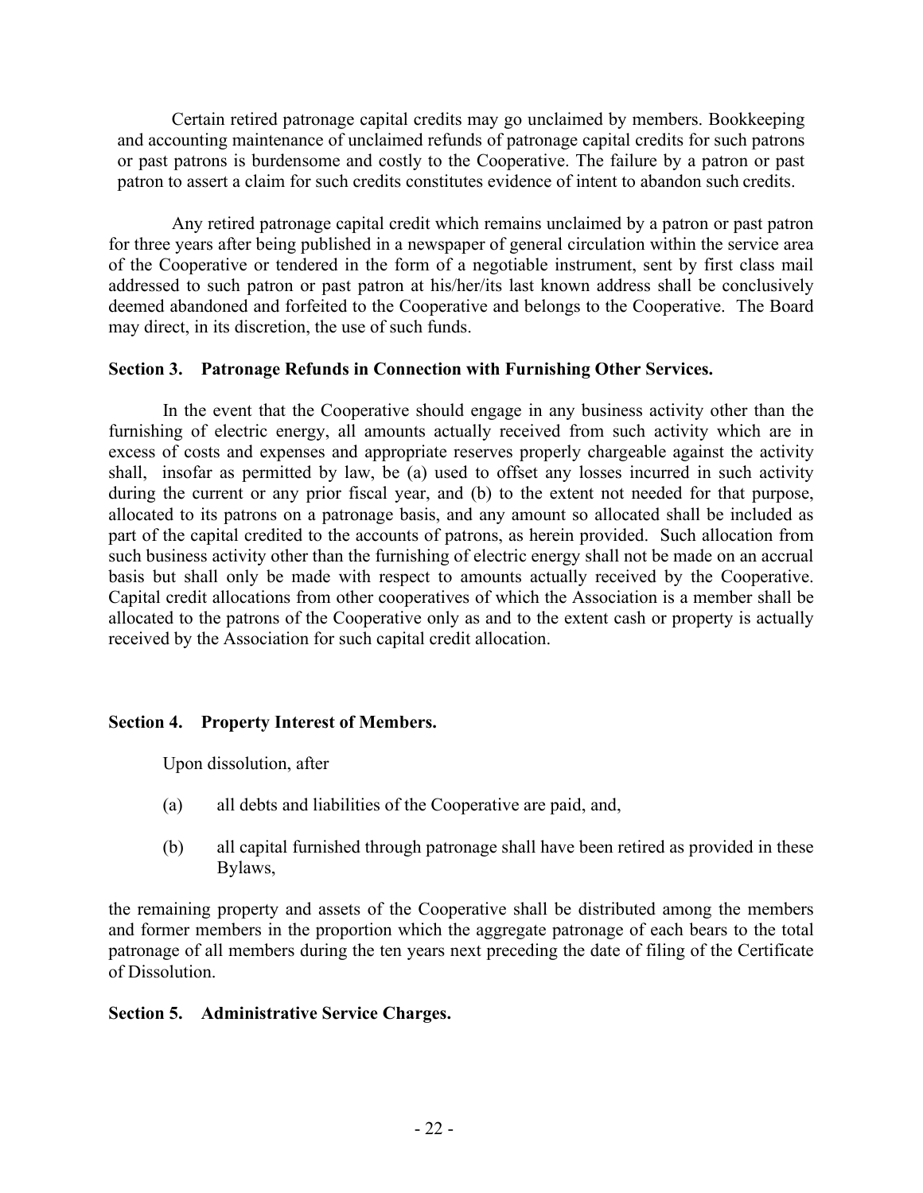Certain retired patronage capital credits may go unclaimed by members. Bookkeeping and accounting maintenance of unclaimed refunds of patronage capital credits for such patrons or past patrons is burdensome and costly to the Cooperative. The failure by a patron or past patron to assert a claim for such credits constitutes evidence of intent to abandon such credits.

Any retired patronage capital credit which remains unclaimed by a patron or past patron for three years after being published in a newspaper of general circulation within the service area of the Cooperative or tendered in the form of a negotiable instrument, sent by first class mail addressed to such patron or past patron at his/her/its last known address shall be conclusively deemed abandoned and forfeited to the Cooperative and belongs to the Cooperative. The Board may direct, in its discretion, the use of such funds.

**Section 3. Patronage Refunds in Connection with Furnishing Other Services.**

In the event that the Cooperative should engage in any business activity other than the furnishing of electric energy, all amounts actually received from such activity which are in excess of costs and expenses and appropriate reserves properly chargeable against the activity shall, insofar as permitted by law, be (a) used to offset any losses incurred in such activity during the current or any prior fiscal year, and (b) to the extent not needed for that purpose, allocated to its patrons on a patronage basis, and any amount so allocated shall be included as part of the capital credited to the accounts of patrons, as herein provided. Such allocation from such business activity other than the furnishing of electric energy shall not be made on an accrual basis but shall only be made with respect to amounts actually received by the Cooperative. Capital credit allocations from other cooperatives of which the Association is a member shall be allocated to the patrons of the Cooperative only as and to the extent cash or property is actually received by the Association for such capital credit allocation.

**Section 4. Property Interest of Members.**

Upon dissolution, after

(a) all debts and liabilities of the Cooperative are paid, and,

(b) all capital furnished through patronage shall have been retired as provided in these Bylaws,

the remaining property and assets of the Cooperative shall be distributed among the members and former members in the proportion which the aggregate patronage of each bears to the total patronage of all members during the ten years next preceding the date of filing of the Certificate of Dissolution.

**Section 5. Administrative Service Charges.**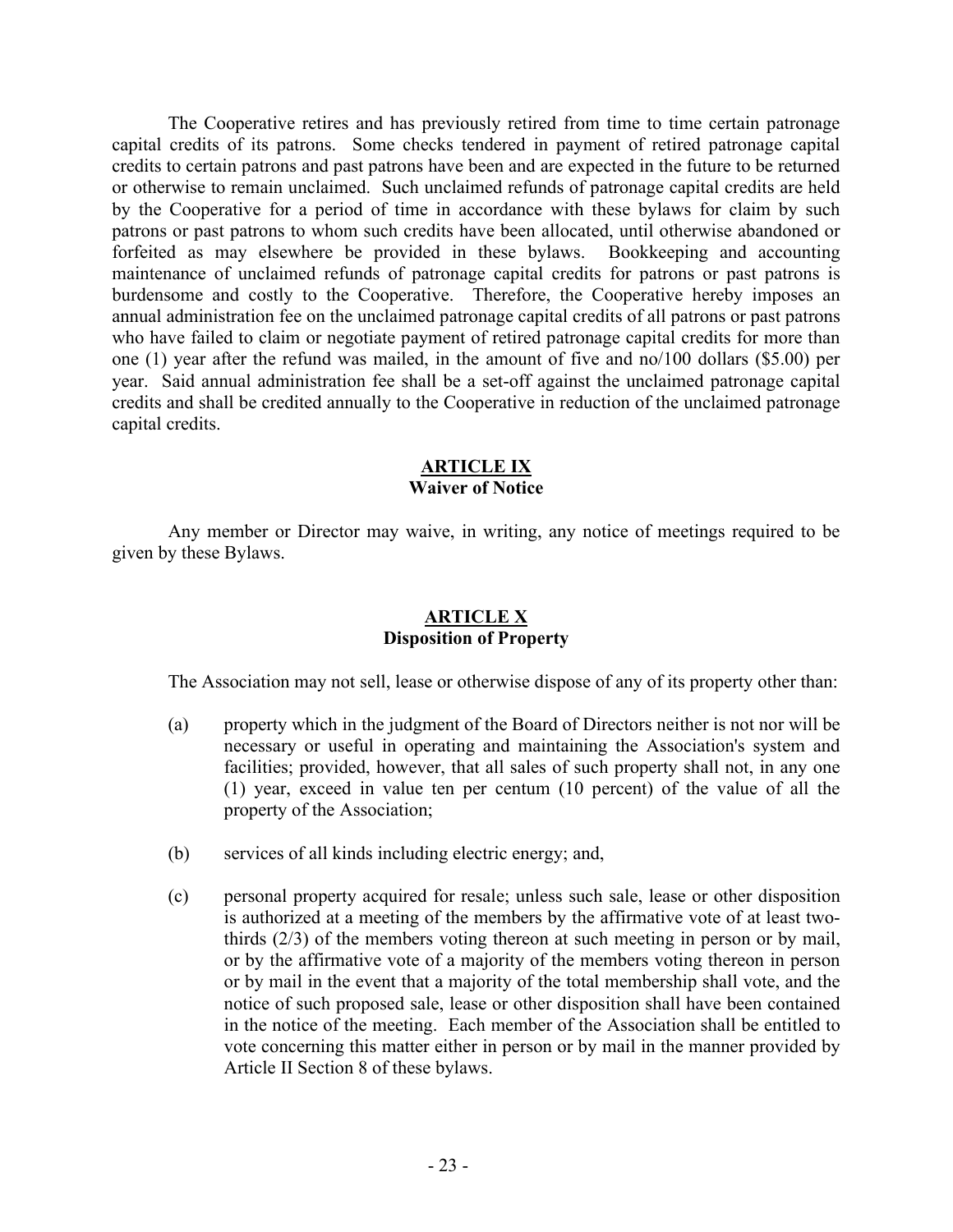The Cooperative retires and has previously retired from time to time certain patronage capital credits of its patrons. Some checks tendered in payment of retired patronage capital credits to certain patrons and past patrons have been and are expected in the future to be returned or otherwise to remain unclaimed. Such unclaimed refunds of patronage capital credits are held by the Cooperative for a period of time in accordance with these bylaws for claim by such patrons or past patrons to whom such credits have been allocated, until otherwise abandoned or forfeited as may elsewhere be provided in these bylaws. Bookkeeping and accounting maintenance of unclaimed refunds of patronage capital credits for patrons or past patrons is burdensome and costly to the Cooperative. Therefore, the Cooperative hereby imposes an annual administration fee on the unclaimed patronage capital credits of all patrons or past patrons who have failed to claim or negotiate payment of retired patronage capital credits for more than one (1) year after the refund was mailed, in the amount of five and no/100 dollars ($5.00) per year. Said annual administration fee shall be a set-off against the unclaimed patronage capital credits and shall be credited annually to the Cooperative in reduction of the unclaimed patronage capital credits.

## ARTICLE IX
### Waiver of Notice

Any member or Director may waive, in writing, any notice of meetings required to be given by these Bylaws.

## ARTICLE X
### Disposition of Property

The Association may not sell, lease or otherwise dispose of any of its property other than:

(a) property which in the judgment of the Board of Directors neither is not nor will be necessary or useful in operating and maintaining the Association's system and facilities; provided, however, that all sales of such property shall not, in any one (1) year, exceed in value ten per centum (10 percent) of the value of all the property of the Association;

(b) services of all kinds including electric energy; and,

(c) personal property acquired for resale; unless such sale, lease or other disposition is authorized at a meeting of the members by the affirmative vote of at least two-thirds (2/3) of the members voting thereon at such meeting in person or by mail, or by the affirmative vote of a majority of the members voting thereon in person or by mail in the event that a majority of the total membership shall vote, and the notice of such proposed sale, lease or other disposition shall have been contained in the notice of the meeting. Each member of the Association shall be entitled to vote concerning this matter either in person or by mail in the manner provided by Article II Section 8 of these bylaws.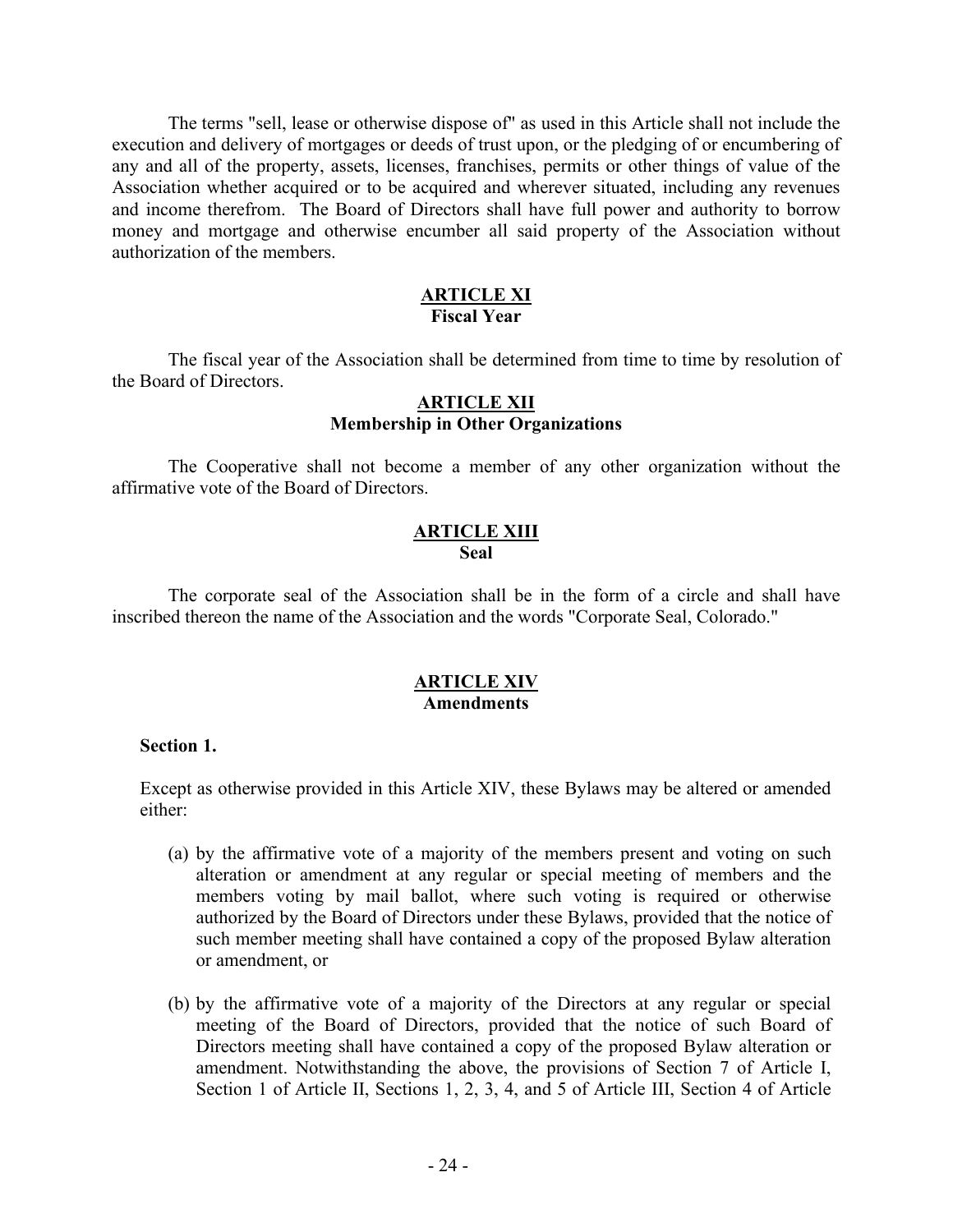The terms "sell, lease or otherwise dispose of" as used in this Article shall not include the execution and delivery of mortgages or deeds of trust upon, or the pledging of or encumbering of any and all of the property, assets, licenses, franchises, permits or other things of value of the Association whether acquired or to be acquired and wherever situated, including any revenues and income therefrom. The Board of Directors shall have full power and authority to borrow money and mortgage and otherwise encumber all said property of the Association without authorization of the members.

## ARTICLE XI
**Fiscal Year**

The fiscal year of the Association shall be determined from time to time by resolution of the Board of Directors.

## ARTICLE XII
**Membership in Other Organizations**

The Cooperative shall not become a member of any other organization without the affirmative vote of the Board of Directors.

## ARTICLE XIII
**Seal**

The corporate seal of the Association shall be in the form of a circle and shall have inscribed thereon the name of the Association and the words "Corporate Seal, Colorado."

## ARTICLE XIV
**Amendments**

**Section 1.**

Except as otherwise provided in this Article XIV, these Bylaws may be altered or amended either:

(a) by the affirmative vote of a majority of the members present and voting on such alteration or amendment at any regular or special meeting of members and the members voting by mail ballot, where such voting is required or otherwise authorized by the Board of Directors under these Bylaws, provided that the notice of such member meeting shall have contained a copy of the proposed Bylaw alteration or amendment, or

(b) by the affirmative vote of a majority of the Directors at any regular or special meeting of the Board of Directors, provided that the notice of such Board of Directors meeting shall have contained a copy of the proposed Bylaw alteration or amendment. Notwithstanding the above, the provisions of Section 7 of Article I, Section 1 of Article II, Sections 1, 2, 3, 4, and 5 of Article III, Section 4 of Article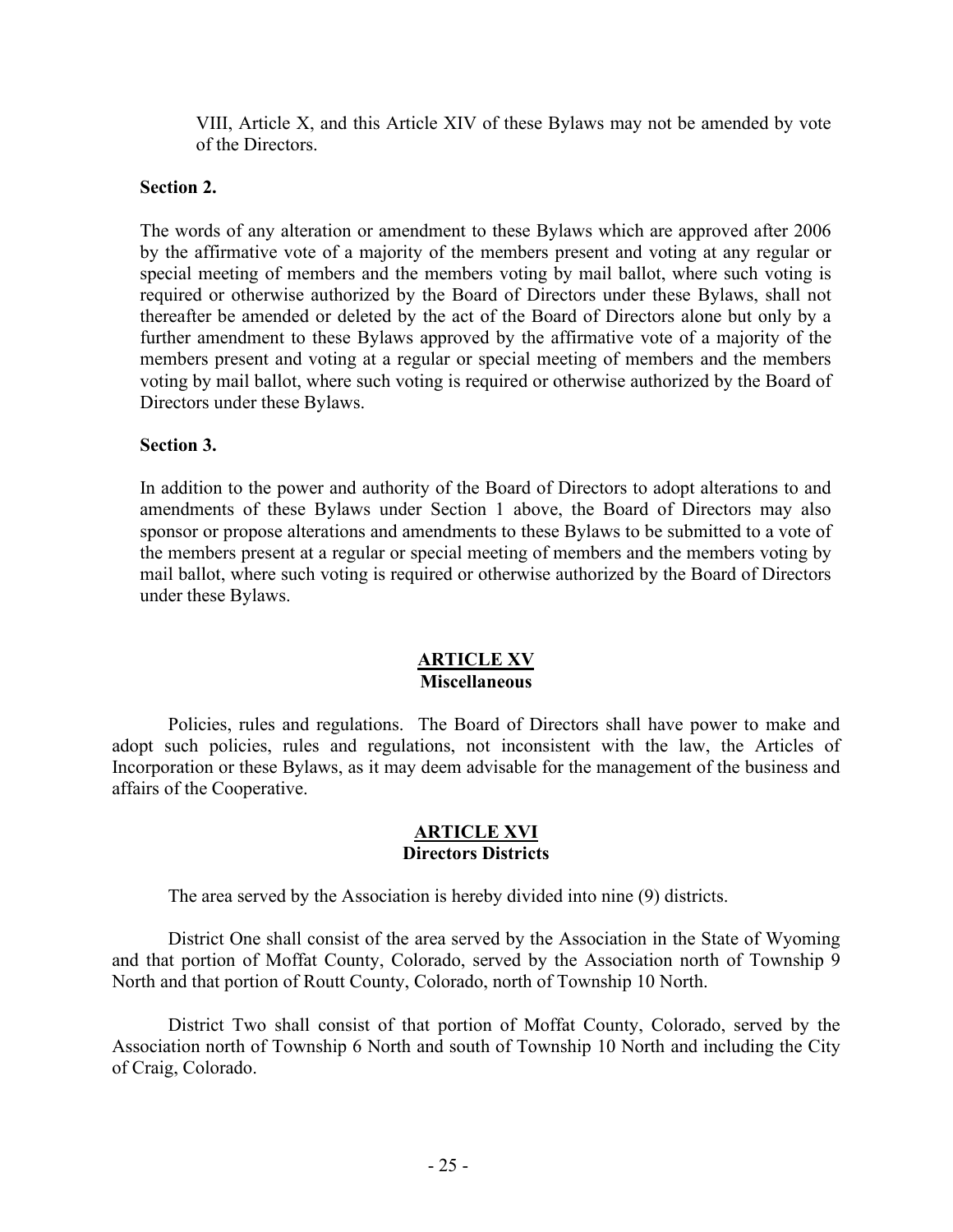VIII, Article X, and this Article XIV of these Bylaws may not be amended by vote of the Directors.

**Section 2.**

The words of any alteration or amendment to these Bylaws which are approved after 2006 by the affirmative vote of a majority of the members present and voting at any regular or special meeting of members and the members voting by mail ballot, where such voting is required or otherwise authorized by the Board of Directors under these Bylaws, shall not thereafter be amended or deleted by the act of the Board of Directors alone but only by a further amendment to these Bylaws approved by the affirmative vote of a majority of the members present and voting at a regular or special meeting of members and the members voting by mail ballot, where such voting is required or otherwise authorized by the Board of Directors under these Bylaws.

**Section 3.**

In addition to the power and authority of the Board of Directors to adopt alterations to and amendments of these Bylaws under Section 1 above, the Board of Directors may also sponsor or propose alterations and amendments to these Bylaws to be submitted to a vote of the members present at a regular or special meeting of members and the members voting by mail ballot, where such voting is required or otherwise authorized by the Board of Directors under these Bylaws.

## ARTICLE XV
## Miscellaneous

Policies, rules and regulations. The Board of Directors shall have power to make and adopt such policies, rules and regulations, not inconsistent with the law, the Articles of Incorporation or these Bylaws, as it may deem advisable for the management of the business and affairs of the Cooperative.

## ARTICLE XVI
## Directors Districts

The area served by the Association is hereby divided into nine (9) districts.

District One shall consist of the area served by the Association in the State of Wyoming and that portion of Moffat County, Colorado, served by the Association north of Township 9 North and that portion of Routt County, Colorado, north of Township 10 North.

District Two shall consist of that portion of Moffat County, Colorado, served by the Association north of Township 6 North and south of Township 10 North and including the City of Craig, Colorado.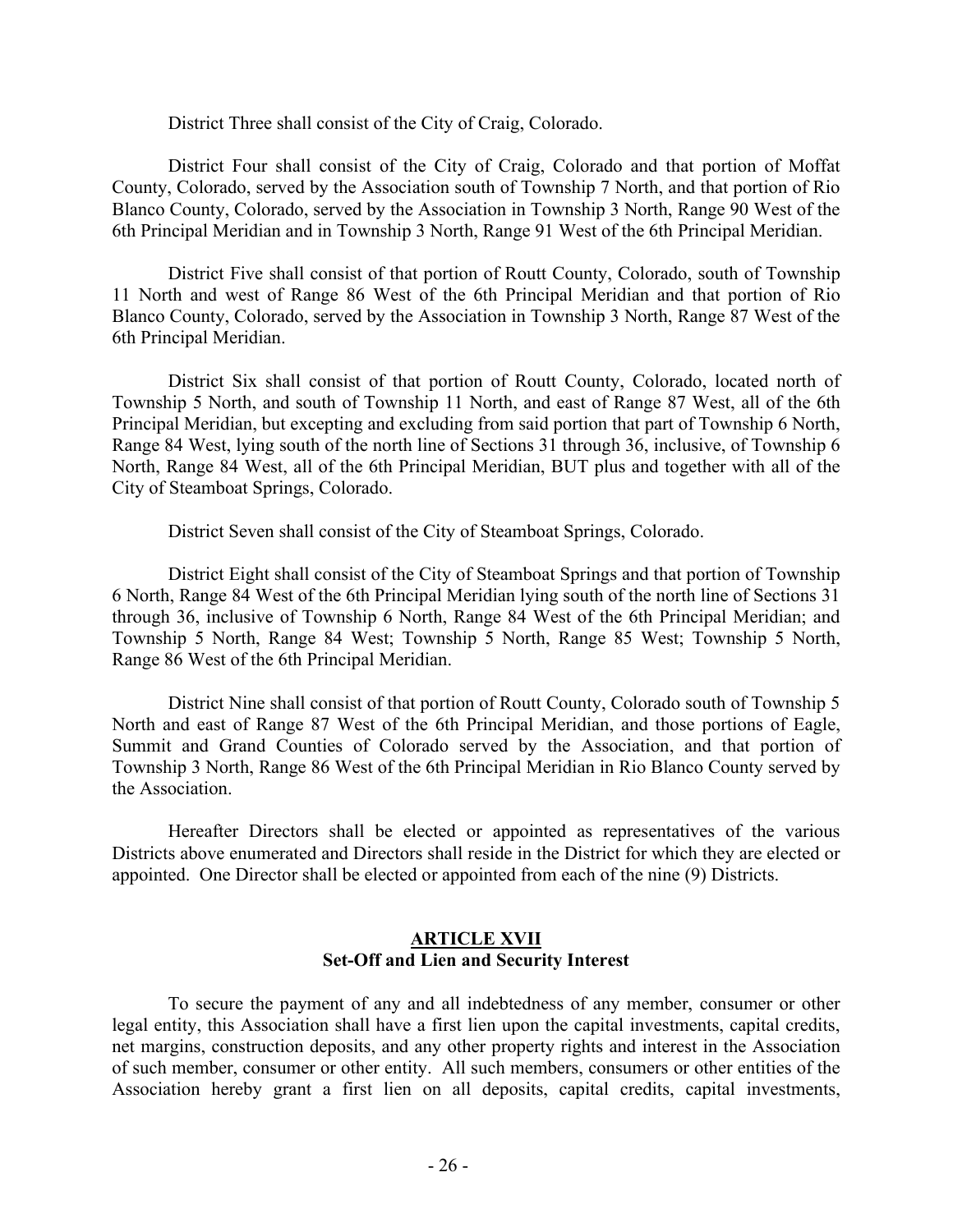District Three shall consist of the City of Craig, Colorado.

District Four shall consist of the City of Craig, Colorado and that portion of Moffat County, Colorado, served by the Association south of Township 7 North, and that portion of Rio Blanco County, Colorado, served by the Association in Township 3 North, Range 90 West of the 6th Principal Meridian and in Township 3 North, Range 91 West of the 6th Principal Meridian.

District Five shall consist of that portion of Routt County, Colorado, south of Township 11 North and west of Range 86 West of the 6th Principal Meridian and that portion of Rio Blanco County, Colorado, served by the Association in Township 3 North, Range 87 West of the 6th Principal Meridian.

District Six shall consist of that portion of Routt County, Colorado, located north of Township 5 North, and south of Township 11 North, and east of Range 87 West, all of the 6th Principal Meridian, but excepting and excluding from said portion that part of Township 6 North, Range 84 West, lying south of the north line of Sections 31 through 36, inclusive, of Township 6 North, Range 84 West, all of the 6th Principal Meridian, BUT plus and together with all of the City of Steamboat Springs, Colorado.

District Seven shall consist of the City of Steamboat Springs, Colorado.

District Eight shall consist of the City of Steamboat Springs and that portion of Township 6 North, Range 84 West of the 6th Principal Meridian lying south of the north line of Sections 31 through 36, inclusive of Township 6 North, Range 84 West of the 6th Principal Meridian; and Township 5 North, Range 84 West; Township 5 North, Range 85 West; Township 5 North, Range 86 West of the 6th Principal Meridian.

District Nine shall consist of that portion of Routt County, Colorado south of Township 5 North and east of Range 87 West of the 6th Principal Meridian, and those portions of Eagle, Summit and Grand Counties of Colorado served by the Association, and that portion of Township 3 North, Range 86 West of the 6th Principal Meridian in Rio Blanco County served by the Association.

Hereafter Directors shall be elected or appointed as representatives of the various Districts above enumerated and Directors shall reside in the District for which they are elected or appointed. One Director shall be elected or appointed from each of the nine (9) Districts.

## ARTICLE XVII
### Set-Off and Lien and Security Interest

To secure the payment of any and all indebtedness of any member, consumer or other legal entity, this Association shall have a first lien upon the capital investments, capital credits, net margins, construction deposits, and any other property rights and interest in the Association of such member, consumer or other entity. All such members, consumers or other entities of the Association hereby grant a first lien on all deposits, capital credits, capital investments,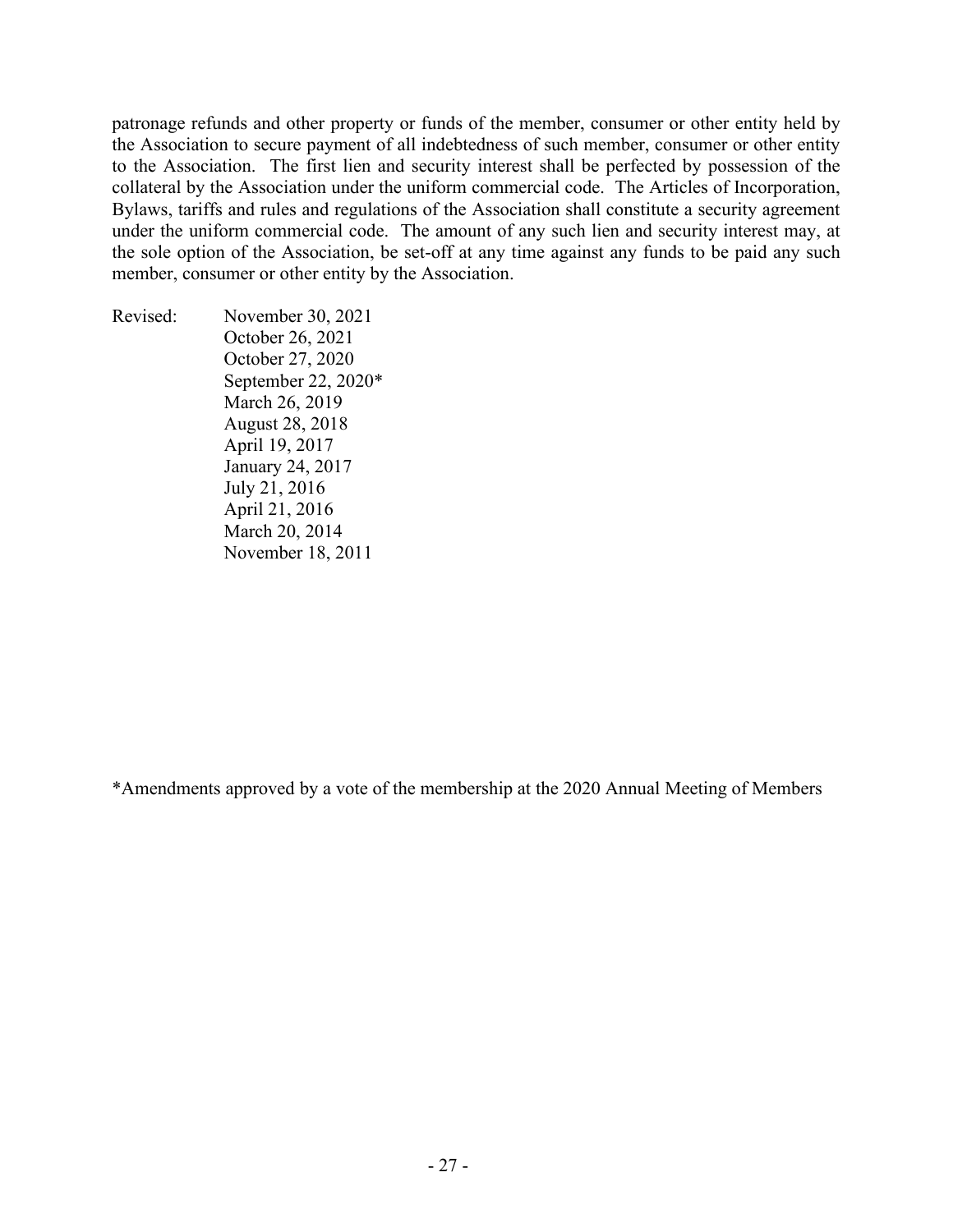patronage refunds and other property or funds of the member, consumer or other entity held by the Association to secure payment of all indebtedness of such member, consumer or other entity to the Association. The first lien and security interest shall be perfected by possession of the collateral by the Association under the uniform commercial code. The Articles of Incorporation, Bylaws, tariffs and rules and regulations of the Association shall constitute a security agreement under the uniform commercial code. The amount of any such lien and security interest may, at the sole option of the Association, be set-off at any time against any funds to be paid any such member, consumer or other entity by the Association.

Revised: November 30, 2021
October 26, 2021
October 27, 2020
September 22, 2020*
March 26, 2019
August 28, 2018
April 19, 2017
January 24, 2017
July 21, 2016
April 21, 2016
March 20, 2014
November 18, 2011

*Amendments approved by a vote of the membership at the 2020 Annual Meeting of Members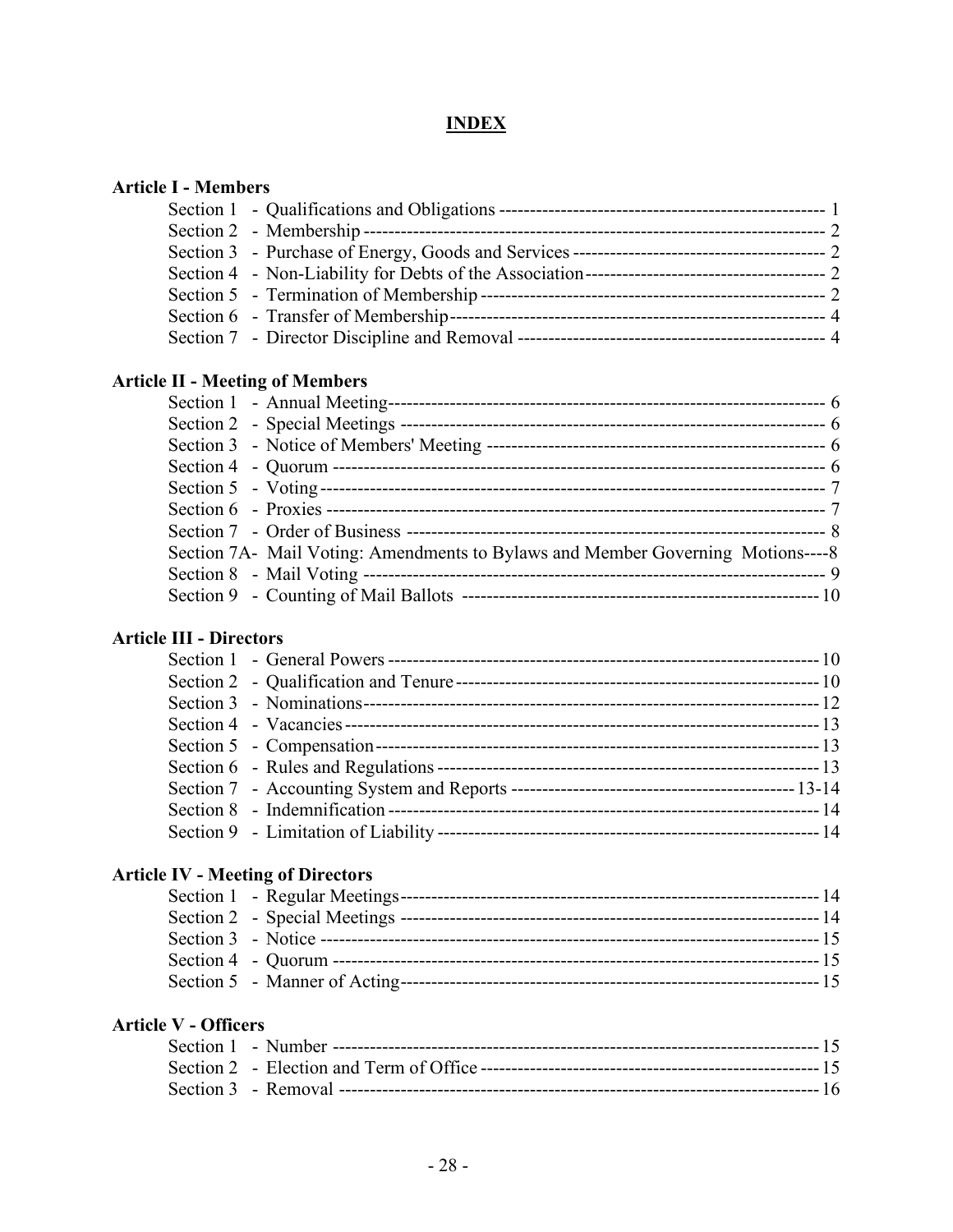# INDEX

**Article I - Members**

Section 1 - Qualifications and Obligations ---------------------------------------------------- 1
Section 2 - Membership ------------------------------------------------------------------------ 2
Section 3 - Purchase of Energy, Goods and Services ---------------------------------------- 2
Section 4 - Non-Liability for Debts of the Association -------------------------------------- 2
Section 5 - Termination of Membership ------------------------------------------------------- 2
Section 6 - Transfer of Membership ----------------------------------------------------------- 4
Section 7 - Director Discipline and Removal ------------------------------------------------- 4

**Article II - Meeting of Members**

Section 1 - Annual Meeting ---------------------------------------------------------------------- 6
Section 2 - Special Meetings -------------------------------------------------------------------- 6
Section 3 - Notice of Members' Meeting ------------------------------------------------------ 6
Section 4 - Quorum ------------------------------------------------------------------------------- 6
Section 5 - Voting ---------------------------------------------------------------------------------- 7
Section 6 - Proxies -------------------------------------------------------------------------------- 7
Section 7 - Order of Business ------------------------------------------------------------------- 8
Section 7A- Mail Voting: Amendments to Bylaws and Member Governing Motions----8
Section 8 - Mail Voting ---------------------------------------------------------------------------- 9
Section 9 - Counting of Mail Ballots ----------------------------------------------------------- 10

**Article III - Directors**

Section 1 - General Powers --------------------------------------------------------------------- 10
Section 2 - Qualification and Tenure ---------------------------------------------------------- 10
Section 3 - Nominations ------------------------------------------------------------------------- 12
Section 4 - Vacancies ---------------------------------------------------------------------------- 13
Section 5 - Compensation ----------------------------------------------------------------------- 13
Section 6 - Rules and Regulations ------------------------------------------------------------- 13
Section 7 - Accounting System and Reports ---------------------------------------------- 13-14
Section 8 - Indemnification --------------------------------------------------------------------- 14
Section 9 - Limitation of Liability -------------------------------------------------------------- 14

**Article IV - Meeting of Directors**

Section 1 - Regular Meetings ------------------------------------------------------------------- 14
Section 2 - Special Meetings -------------------------------------------------------------------- 14
Section 3 - Notice --------------------------------------------------------------------------------- 15
Section 4 - Quorum ------------------------------------------------------------------------------- 15
Section 5 - Manner of Acting ------------------------------------------------------------------- 15

**Article V - Officers**

Section 1 - Number ------------------------------------------------------------------------------- 15
Section 2 - Election and Term of Office ------------------------------------------------------ 15
Section 3 - Removal ------------------------------------------------------------------------------ 16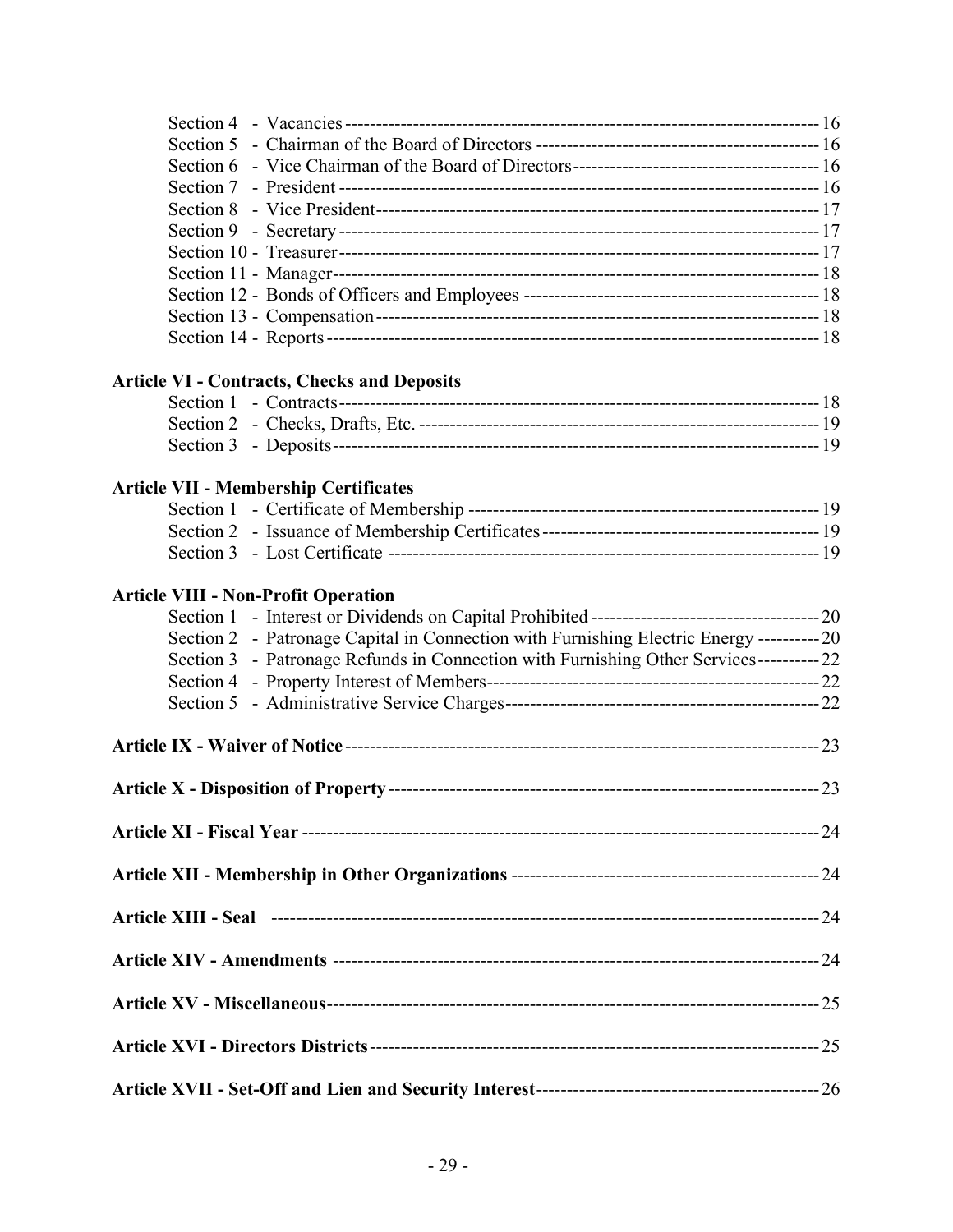Section 4 - Vacancies ---------------------------------------------------------------------------- 16
Section 5 - Chairman of the Board of Directors ---------------------------------------------- 16
Section 6 - Vice Chairman of the Board of Directors---------------------------------------- 16
Section 7 - President ---------------------------------------------------------------------------- 16
Section 8 - Vice President----------------------------------------------------------------------- 17
Section 9 - Secretary ---------------------------------------------------------------------------- 17
Section 10 - Treasurer--------------------------------------------------------------------------- 17
Section 11 - Manager---------------------------------------------------------------------------- 18
Section 12 - Bonds of Officers and Employees ------------------------------------------- 18
Section 13 - Compensation --------------------------------------------------------------------- 18
Section 14 - Reports ----------------------------------------------------------------------------- 18

**Article VI - Contracts, Checks and Deposits**

Section 1 - Contracts----------------------------------------------------------------------------- 18
Section 2 - Checks, Drafts, Etc. --------------------------------------------------------------- 19
Section 3 - Deposits------------------------------------------------------------------------------ 19

**Article VII - Membership Certificates**

Section 1 - Certificate of Membership ------------------------------------------------------- 19
Section 2 - Issuance of Membership Certificates ------------------------------------------ 19
Section 3 - Lost Certificate --------------------------------------------------------------------- 19

**Article VIII - Non-Profit Operation**

Section 1 - Interest or Dividends on Capital Prohibited ------------------------------------ 20
Section 2 - Patronage Capital in Connection with Furnishing Electric Energy ---------- 20
Section 3 - Patronage Refunds in Connection with Furnishing Other Services---------- 22
Section 4 - Property Interest of Members----------------------------------------------------- 22
Section 5 - Administrative Service Charges-------------------------------------------------- 22

**Article IX - Waiver of Notice** --------------------------------------------------------------------- 23

**Article X - Disposition of Property** ---------------------------------------------------------------- 23

**Article XI - Fiscal Year** ----------------------------------------------------------------------------- 24

**Article XII - Membership in Other Organizations** ------------------------------------------------ 24

**Article XIII - Seal** ------------------------------------------------------------------------------------ 24

**Article XIV - Amendments** ------------------------------------------------------------------------- 24

**Article XV - Miscellaneous**------------------------------------------------------------------------- 25

**Article XVI - Directors Districts**--------------------------------------------------------------------- 25

**Article XVII - Set-Off and Lien and Security Interest**-------------------------------------------- 26